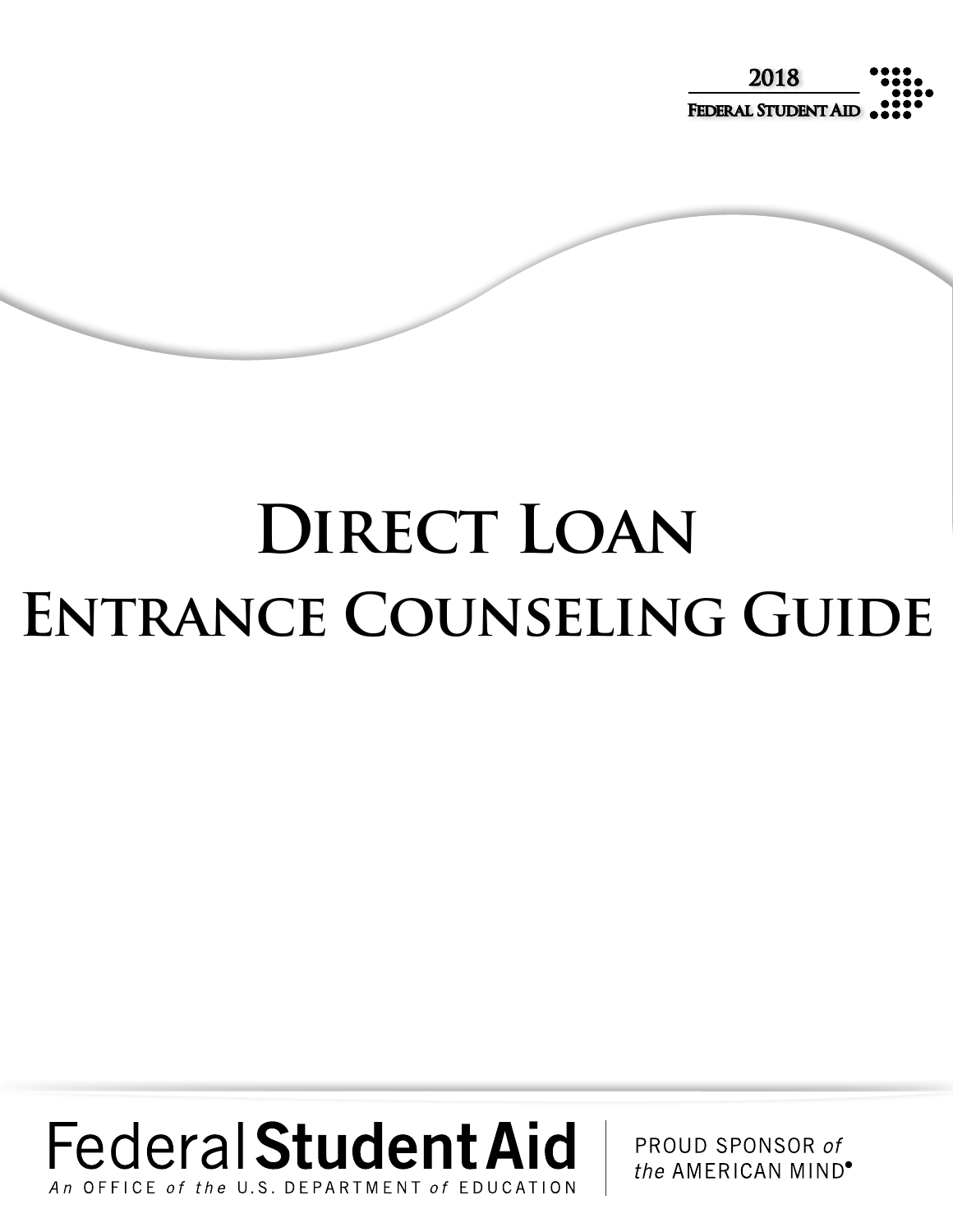2018

Federal Student Aid

# Direct Loan Entrance Counseling Guide

Federal Student Aid

An OFFICE of the U.S. DEPARTMENT of EDUCATION

PROUD SPONSOR of the AMERICAN MIND®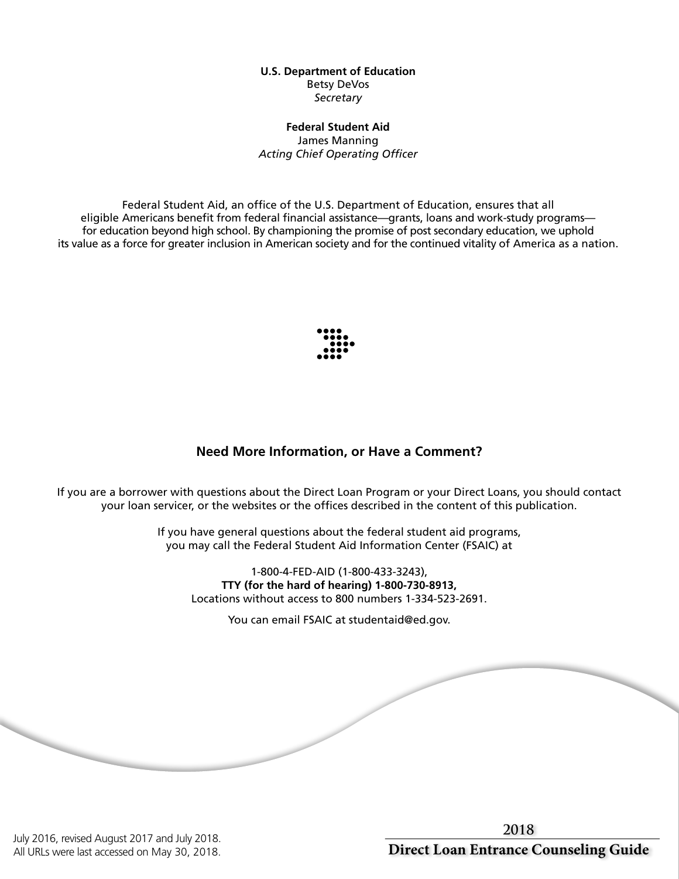**U.S. Department of Education**
Betsy DeVos
*Secretary*

**Federal Student Aid**
James Manning
*Acting Chief Operating Officer*

Federal Student Aid, an office of the U.S. Department of Education, ensures that all eligible Americans benefit from federal financial assistance—grants, loans and work-study programs—for education beyond high school. By championing the promise of post secondary education, we uphold its value as a force for greater inclusion in American society and for the continued vitality of America as a nation.

## Need More Information, or Have a Comment?

If you are a borrower with questions about the Direct Loan Program or your Direct Loans, you should contact your loan servicer, or the websites or the offices described in the content of this publication.

If you have general questions about the federal student aid programs, you may call the Federal Student Aid Information Center (FSAIC) at

1-800-4-FED-AID (1-800-433-3243),
**TTY (for the hard of hearing) 1-800-730-8913,**
Locations without access to 800 numbers 1-334-523-2691.

You can email FSAIC at studentaid@ed.gov.

July 2016, revised August 2017 and July 2018.
All URLs were last accessed on May 30, 2018.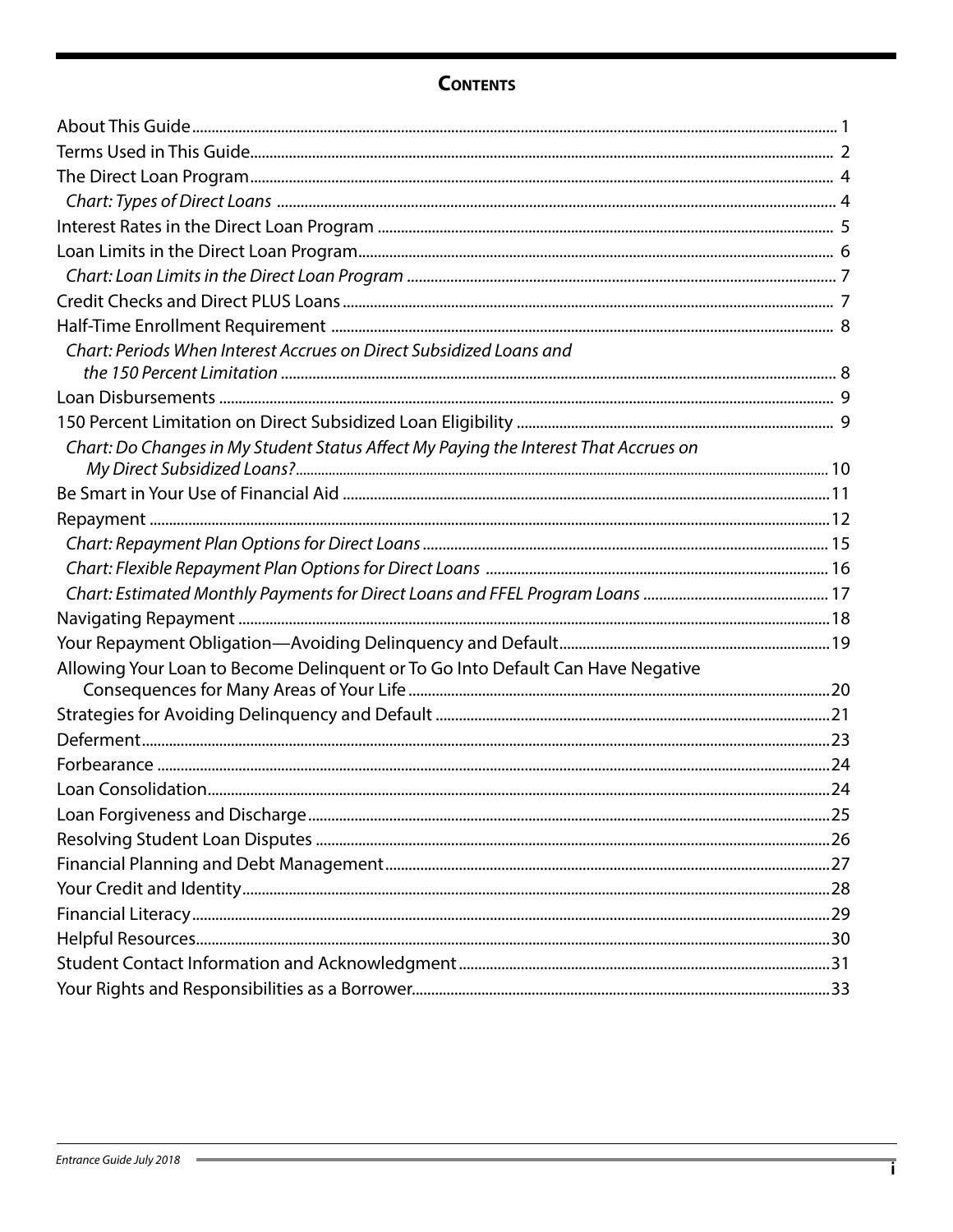# Contents

| | |
|---|---|
| About This Guide | 1 |
| Terms Used in This Guide | 2 |
| The Direct Loan Program | 4 |
| *Chart: Types of Direct Loans* | 4 |
| Interest Rates in the Direct Loan Program | 5 |
| Loan Limits in the Direct Loan Program | 6 |
| *Chart: Loan Limits in the Direct Loan Program* | 7 |
| Credit Checks and Direct PLUS Loans | 7 |
| Half-Time Enrollment Requirement | 8 |
| *Chart: Periods When Interest Accrues on Direct Subsidized Loans and the 150 Percent Limitation* | 8 |
| Loan Disbursements | 9 |
| 150 Percent Limitation on Direct Subsidized Loan Eligibility | 9 |
| *Chart: Do Changes in My Student Status Affect My Paying the Interest That Accrues on My Direct Subsidized Loans?* | 10 |
| Be Smart in Your Use of Financial Aid | 11 |
| Repayment | 12 |
| *Chart: Repayment Plan Options for Direct Loans* | 15 |
| *Chart: Flexible Repayment Plan Options for Direct Loans* | 16 |
| *Chart: Estimated Monthly Payments for Direct Loans and FFEL Program Loans* | 17 |
| Navigating Repayment | 18 |
| Your Repayment Obligation—Avoiding Delinquency and Default | 19 |
| Allowing Your Loan to Become Delinquent or To Go Into Default Can Have Negative Consequences for Many Areas of Your Life | 20 |
| Strategies for Avoiding Delinquency and Default | 21 |
| Deferment | 23 |
| Forbearance | 24 |
| Loan Consolidation | 24 |
| Loan Forgiveness and Discharge | 25 |
| Resolving Student Loan Disputes | 26 |
| Financial Planning and Debt Management | 27 |
| Your Credit and Identity | 28 |
| Financial Literacy | 29 |
| Helpful Resources | 30 |
| Student Contact Information and Acknowledgment | 31 |
| Your Rights and Responsibilities as a Borrower | 33 |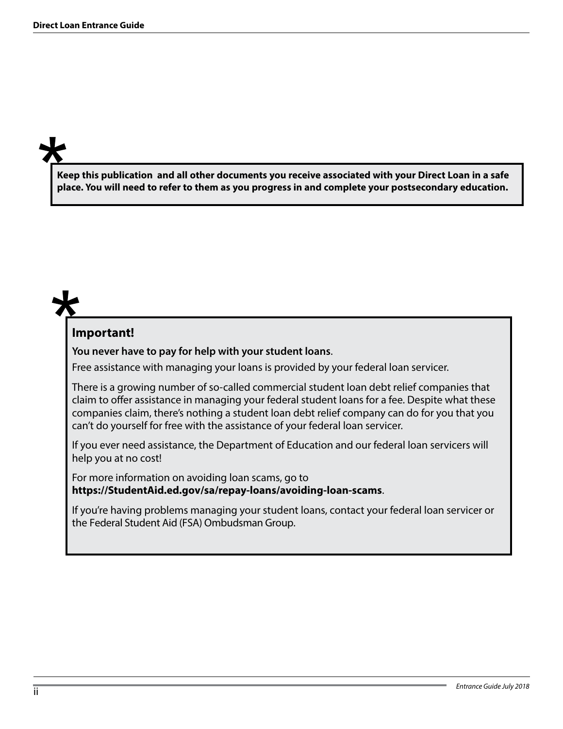**Keep this publication and all other documents you receive associated with your Direct Loan in a safe place. You will need to refer to them as you progress in and complete your postsecondary education.**

### Important!

**You never have to pay for help with your student loans**.

Free assistance with managing your loans is provided by your federal loan servicer.

There is a growing number of so-called commercial student loan debt relief companies that claim to offer assistance in managing your federal student loans for a fee. Despite what these companies claim, there's nothing a student loan debt relief company can do for you that you can't do yourself for free with the assistance of your federal loan servicer.

If you ever need assistance, the Department of Education and our federal loan servicers will help you at no cost!

For more information on avoiding loan scams, go to **https://StudentAid.ed.gov/sa/repay-loans/avoiding-loan-scams**.

If you're having problems managing your student loans, contact your federal loan servicer or the Federal Student Aid (FSA) Ombudsman Group.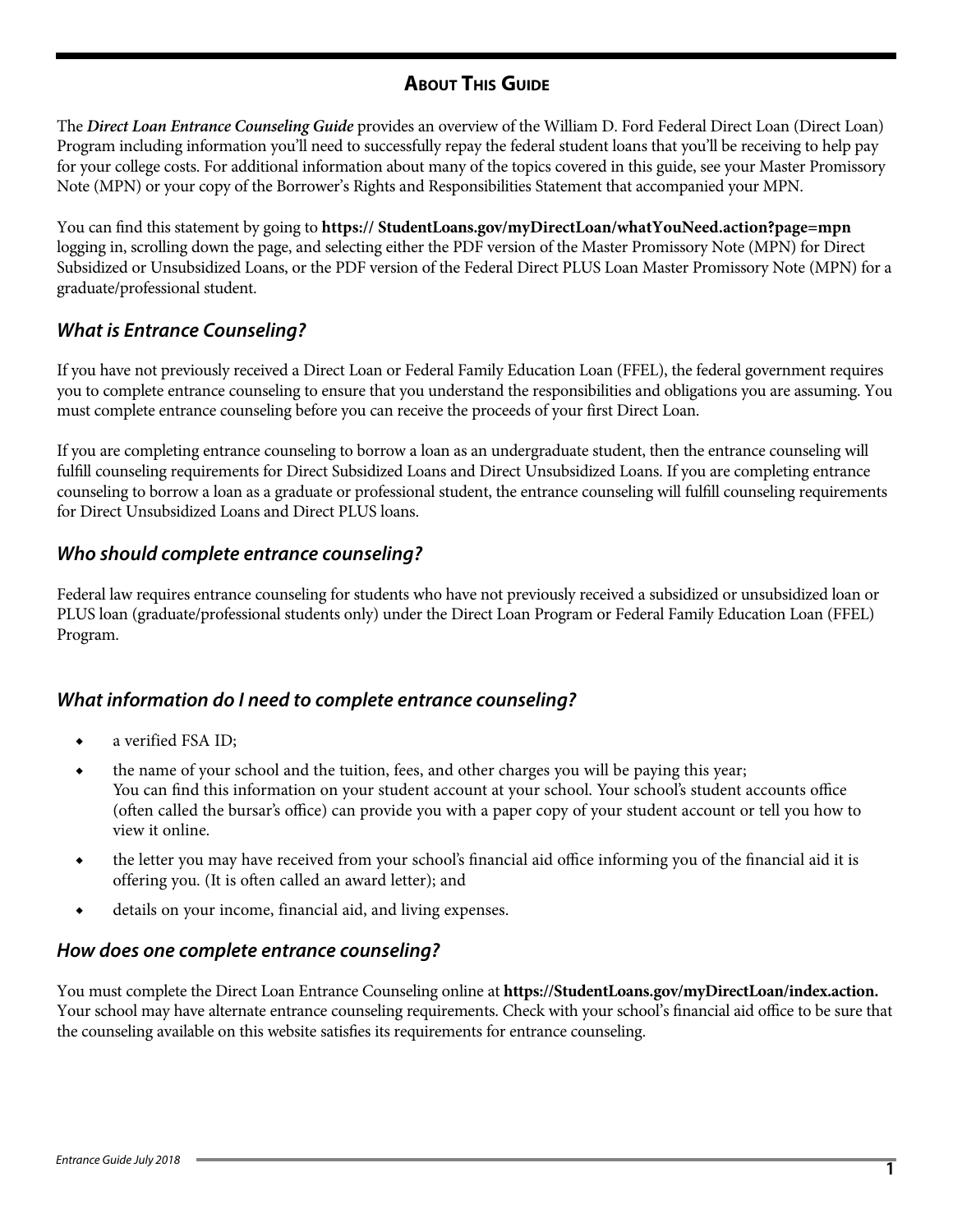## About This Guide

The ***Direct Loan Entrance Counseling Guide*** provides an overview of the William D. Ford Federal Direct Loan (Direct Loan) Program including information you'll need to successfully repay the federal student loans that you'll be receiving to help pay for your college costs. For additional information about many of the topics covered in this guide, see your Master Promissory Note (MPN) or your copy of the Borrower's Rights and Responsibilities Statement that accompanied your MPN.

You can find this statement by going to **https:// StudentLoans.gov/myDirectLoan/whatYouNeed.action?page=mpn** logging in, scrolling down the page, and selecting either the PDF version of the Master Promissory Note (MPN) for Direct Subsidized or Unsubsidized Loans, or the PDF version of the Federal Direct PLUS Loan Master Promissory Note (MPN) for a graduate/professional student.

### *What is Entrance Counseling?*

If you have not previously received a Direct Loan or Federal Family Education Loan (FFEL), the federal government requires you to complete entrance counseling to ensure that you understand the responsibilities and obligations you are assuming. You must complete entrance counseling before you can receive the proceeds of your first Direct Loan.

If you are completing entrance counseling to borrow a loan as an undergraduate student, then the entrance counseling will fulfill counseling requirements for Direct Subsidized Loans and Direct Unsubsidized Loans. If you are completing entrance counseling to borrow a loan as a graduate or professional student, the entrance counseling will fulfill counseling requirements for Direct Unsubsidized Loans and Direct PLUS loans.

### *Who should complete entrance counseling?*

Federal law requires entrance counseling for students who have not previously received a subsidized or unsubsidized loan or PLUS loan (graduate/professional students only) under the Direct Loan Program or Federal Family Education Loan (FFEL) Program.

### *What information do I need to complete entrance counseling?*

- a verified FSA ID;
- the name of your school and the tuition, fees, and other charges you will be paying this year; You can find this information on your student account at your school. Your school's student accounts office (often called the bursar's office) can provide you with a paper copy of your student account or tell you how to view it online.
- the letter you may have received from your school's financial aid office informing you of the financial aid it is offering you. (It is often called an award letter); and
- details on your income, financial aid, and living expenses.

### *How does one complete entrance counseling?*

You must complete the Direct Loan Entrance Counseling online at **https://StudentLoans.gov/myDirectLoan/index.action.** Your school may have alternate entrance counseling requirements. Check with your school's financial aid office to be sure that the counseling available on this website satisfies its requirements for entrance counseling.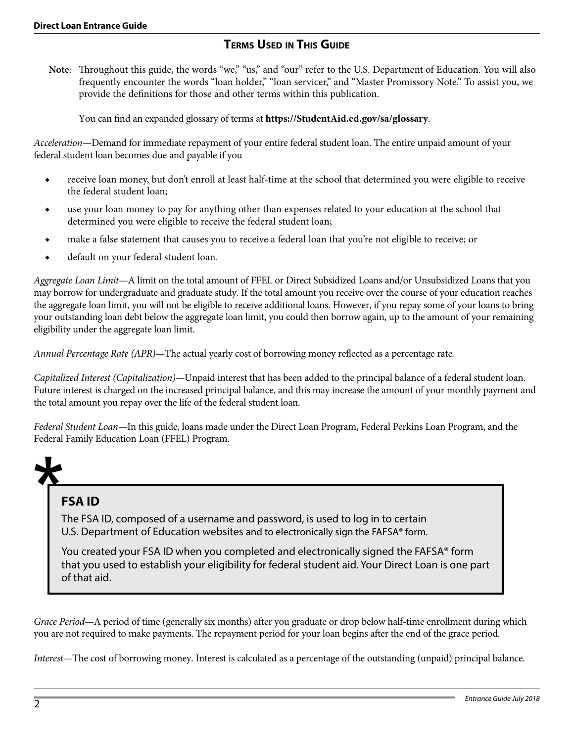## Terms Used in This Guide

**Note**: Throughout this guide, the words "we," "us," and "our" refer to the U.S. Department of Education. You will also frequently encounter the words "loan holder," "loan servicer," and "Master Promissory Note." To assist you, we provide the definitions for those and other terms within this publication.

You can find an expanded glossary of terms at **https://StudentAid.ed.gov/sa/glossary**.

*Acceleration*—Demand for immediate repayment of your entire federal student loan. The entire unpaid amount of your federal student loan becomes due and payable if you

- receive loan money, but don't enroll at least half-time at the school that determined you were eligible to receive the federal student loan;
- use your loan money to pay for anything other than expenses related to your education at the school that determined you were eligible to receive the federal student loan;
- make a false statement that causes you to receive a federal loan that you're not eligible to receive; or
- default on your federal student loan.

*Aggregate Loan Limit*—A limit on the total amount of FFEL or Direct Subsidized Loans and/or Unsubsidized Loans that you may borrow for undergraduate and graduate study. If the total amount you receive over the course of your education reaches the aggregate loan limit, you will not be eligible to receive additional loans. However, if you repay some of your loans to bring your outstanding loan debt below the aggregate loan limit, you could then borrow again, up to the amount of your remaining eligibility under the aggregate loan limit.

*Annual Percentage Rate (APR)*—The actual yearly cost of borrowing money reflected as a percentage rate.

*Capitalized Interest (Capitalization)*—Unpaid interest that has been added to the principal balance of a federal student loan. Future interest is charged on the increased principal balance, and this may increase the amount of your monthly payment and the total amount you repay over the life of the federal student loan.

*Federal Student Loan*—In this guide, loans made under the Direct Loan Program, Federal Perkins Loan Program, and the Federal Family Education Loan (FFEL) Program.

> **FSA ID**
>
> The FSA ID, composed of a username and password, is used to log in to certain U.S. Department of Education websites and to electronically sign the FAFSA® form.
>
> You created your FSA ID when you completed and electronically signed the FAFSA® form that you used to establish your eligibility for federal student aid. Your Direct Loan is one part of that aid.

*Grace Period*—A period of time (generally six months) after you graduate or drop below half-time enrollment during which you are not required to make payments. The repayment period for your loan begins after the end of the grace period.

*Interest*—The cost of borrowing money. Interest is calculated as a percentage of the outstanding (unpaid) principal balance.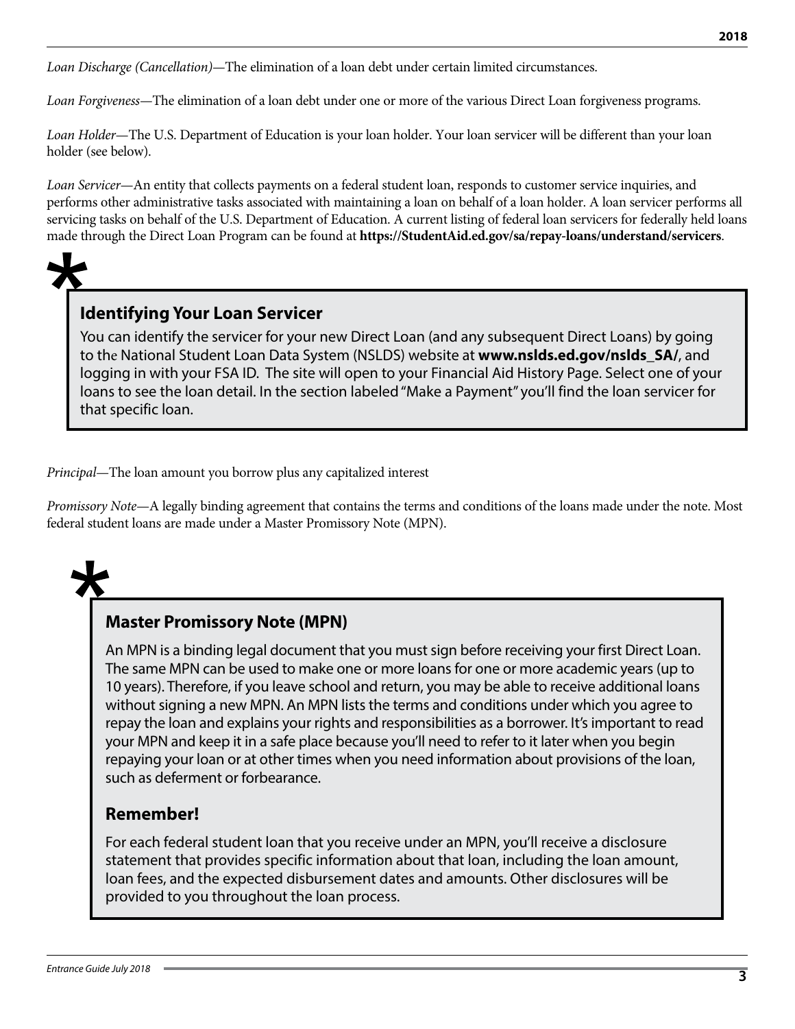*Loan Discharge (Cancellation)*—The elimination of a loan debt under certain limited circumstances.

*Loan Forgiveness*—The elimination of a loan debt under one or more of the various Direct Loan forgiveness programs.

*Loan Holder*—The U.S. Department of Education is your loan holder. Your loan servicer will be different than your loan holder (see below).

*Loan Servicer*—An entity that collects payments on a federal student loan, responds to customer service inquiries, and performs other administrative tasks associated with maintaining a loan on behalf of a loan holder. A loan servicer performs all servicing tasks on behalf of the U.S. Department of Education. A current listing of federal loan servicers for federally held loans made through the Direct Loan Program can be found at **https://StudentAid.ed.gov/sa/repay-loans/understand/servicers**.

### Identifying Your Loan Servicer

You can identify the servicer for your new Direct Loan (and any subsequent Direct Loans) by going to the National Student Loan Data System (NSLDS) website at **www.nslds.ed.gov/nslds_SA/**, and logging in with your FSA ID. The site will open to your Financial Aid History Page. Select one of your loans to see the loan detail. In the section labeled "Make a Payment" you'll find the loan servicer for that specific loan.

*Principal*—The loan amount you borrow plus any capitalized interest

*Promissory Note*—A legally binding agreement that contains the terms and conditions of the loans made under the note. Most federal student loans are made under a Master Promissory Note (MPN).

### Master Promissory Note (MPN)

An MPN is a binding legal document that you must sign before receiving your first Direct Loan. The same MPN can be used to make one or more loans for one or more academic years (up to 10 years). Therefore, if you leave school and return, you may be able to receive additional loans without signing a new MPN. An MPN lists the terms and conditions under which you agree to repay the loan and explains your rights and responsibilities as a borrower. It's important to read your MPN and keep it in a safe place because you'll need to refer to it later when you begin repaying your loan or at other times when you need information about provisions of the loan, such as deferment or forbearance.

### Remember!

For each federal student loan that you receive under an MPN, you'll receive a disclosure statement that provides specific information about that loan, including the loan amount, loan fees, and the expected disbursement dates and amounts. Other disclosures will be provided to you throughout the loan process.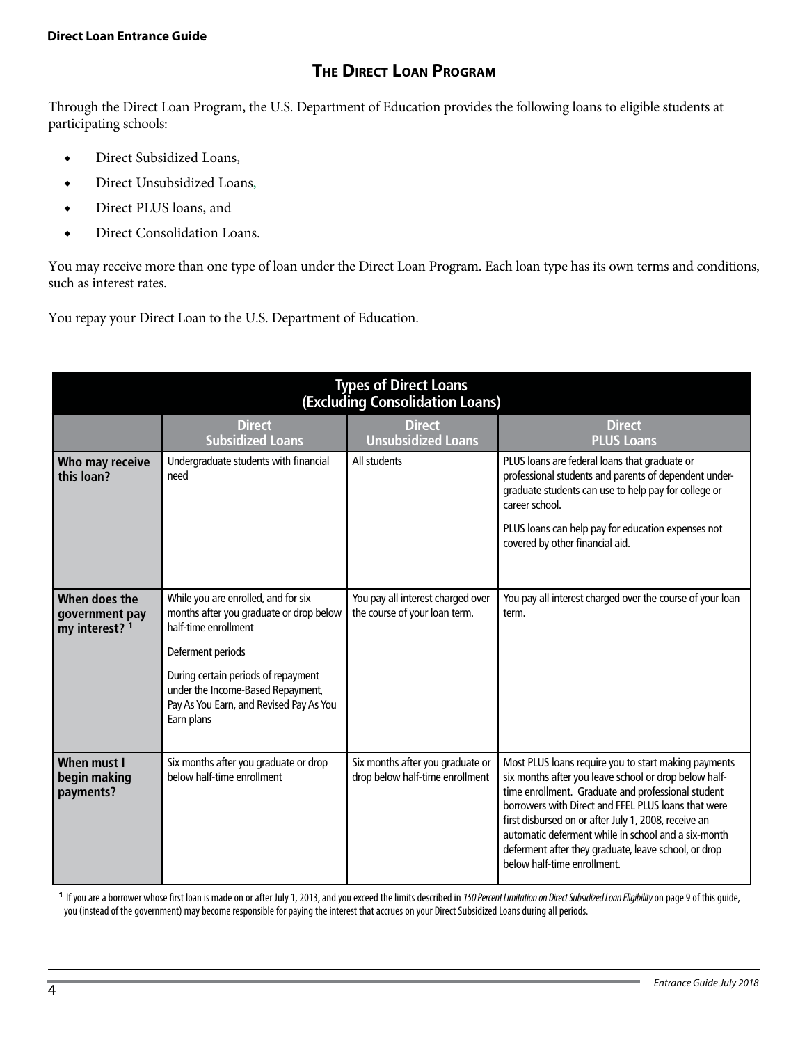## The Direct Loan Program

Through the Direct Loan Program, the U.S. Department of Education provides the following loans to eligible students at participating schools:

- Direct Subsidized Loans,
- Direct Unsubsidized Loans,
- Direct PLUS loans, and
- Direct Consolidation Loans.

You may receive more than one type of loan under the Direct Loan Program. Each loan type has its own terms and conditions, such as interest rates.

You repay your Direct Loan to the U.S. Department of Education.

**Types of Direct Loans (Excluding Consolidation Loans)**

| | Direct Subsidized Loans | Direct Unsubsidized Loans | Direct PLUS Loans |
|---|---|---|---|
| **Who may receive this loan?** | Undergraduate students with financial need | All students | PLUS loans are federal loans that graduate or professional students and parents of dependent undergraduate students can use to help pay for college or career school.<br><br>PLUS loans can help pay for education expenses not covered by other financial aid. |
| **When does the government pay my interest? [1]** | While you are enrolled, and for six months after you graduate or drop below half-time enrollment<br><br>Deferment periods<br><br>During certain periods of repayment under the Income-Based Repayment, Pay As You Earn, and Revised Pay As You Earn plans | You pay all interest charged over the course of your loan term. | You pay all interest charged over the course of your loan term. |
| **When must I begin making payments?** | Six months after you graduate or drop below half-time enrollment | Six months after you graduate or drop below half-time enrollment | Most PLUS loans require you to start making payments six months after you leave school or drop below half-time enrollment. Graduate and professional student borrowers with Direct and FFEL PLUS loans that were first disbursed on or after July 1, 2008, receive an automatic deferment while in school and a six-month deferment after they graduate, leave school, or drop below half-time enrollment. |

[1] If you are a borrower whose first loan is made on or after July 1, 2013, and you exceed the limits described in *150 Percent Limitation on Direct Subsidized Loan Eligibility* on page 9 of this guide, you (instead of the government) may become responsible for paying the interest that accrues on your Direct Subsidized Loans during all periods.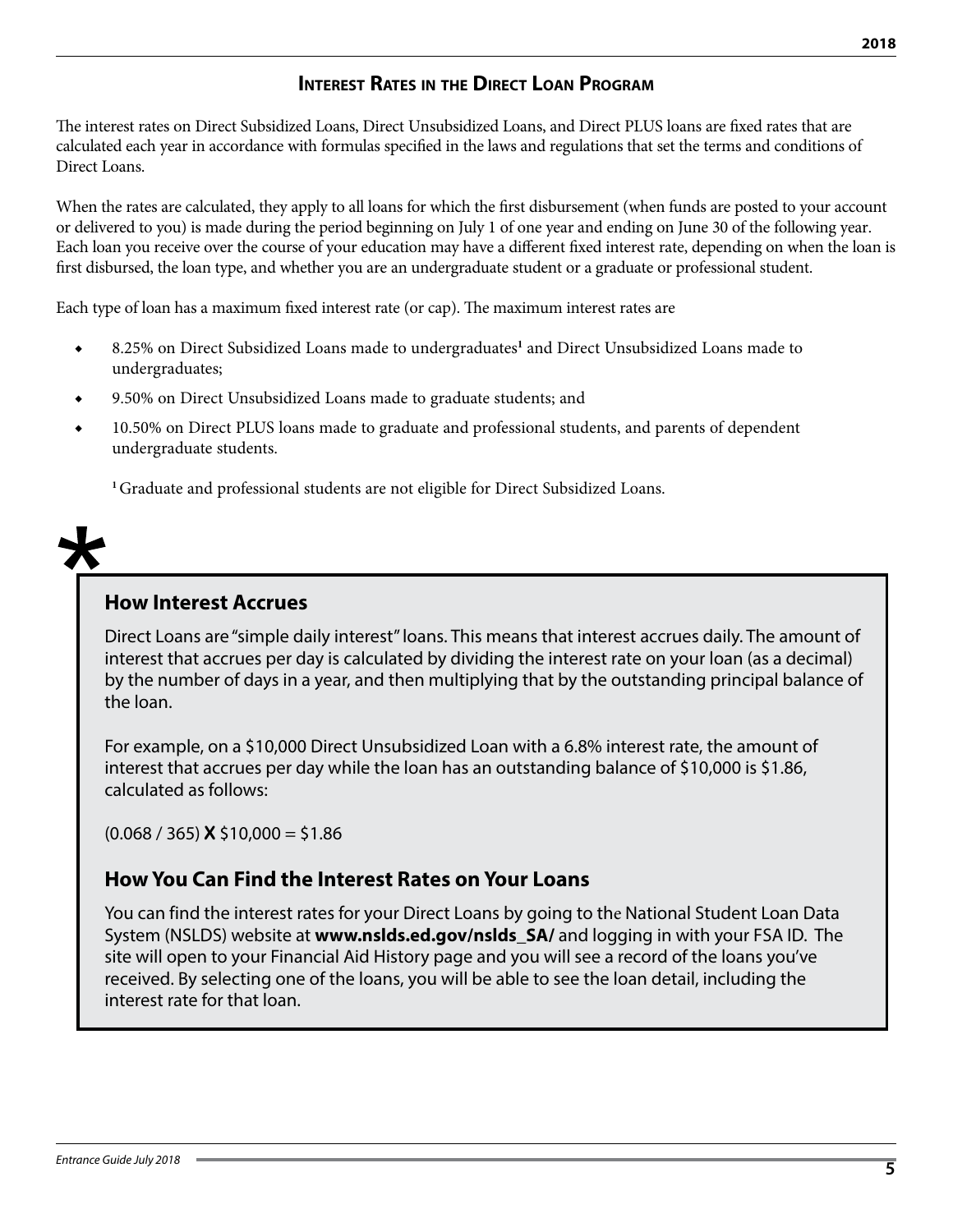## Interest Rates in the Direct Loan Program

The interest rates on Direct Subsidized Loans, Direct Unsubsidized Loans, and Direct PLUS loans are fixed rates that are calculated each year in accordance with formulas specified in the laws and regulations that set the terms and conditions of Direct Loans.

When the rates are calculated, they apply to all loans for which the first disbursement (when funds are posted to your account or delivered to you) is made during the period beginning on July 1 of one year and ending on June 30 of the following year. Each loan you receive over the course of your education may have a different fixed interest rate, depending on when the loan is first disbursed, the loan type, and whether you are an undergraduate student or a graduate or professional student.

Each type of loan has a maximum fixed interest rate (or cap). The maximum interest rates are

- 8.25% on Direct Subsidized Loans made to undergraduates[1] and Direct Unsubsidized Loans made to undergraduates;
- 9.50% on Direct Unsubsidized Loans made to graduate students; and
- 10.50% on Direct PLUS loans made to graduate and professional students, and parents of dependent undergraduate students.

[1] Graduate and professional students are not eligible for Direct Subsidized Loans.

### How Interest Accrues

Direct Loans are "simple daily interest" loans. This means that interest accrues daily. The amount of interest that accrues per day is calculated by dividing the interest rate on your loan (as a decimal) by the number of days in a year, and then multiplying that by the outstanding principal balance of the loan.

For example, on a $10,000 Direct Unsubsidized Loan with a 6.8% interest rate, the amount of interest that accrues per day while the loan has an outstanding balance of $10,000 is $1.86, calculated as follows:

(0.068 / 365) **X** $10,000 = $1.86

### How You Can Find the Interest Rates on Your Loans

You can find the interest rates for your Direct Loans by going to the National Student Loan Data System (NSLDS) website at **www.nslds.ed.gov/nslds_SA/** and logging in with your FSA ID. The site will open to your Financial Aid History page and you will see a record of the loans you've received. By selecting one of the loans, you will be able to see the loan detail, including the interest rate for that loan.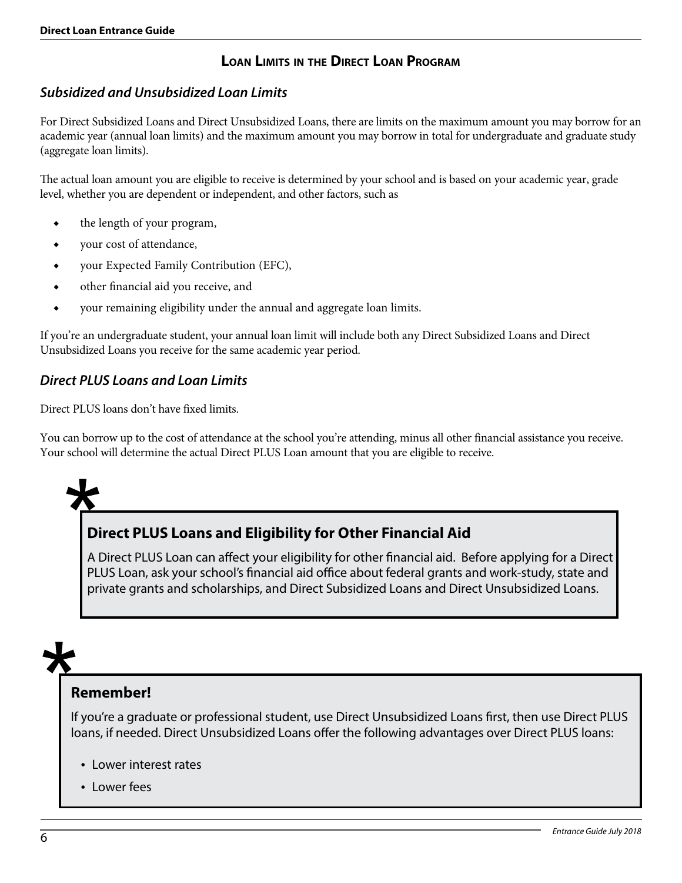## Loan Limits in the Direct Loan Program

### *Subsidized and Unsubsidized Loan Limits*

For Direct Subsidized Loans and Direct Unsubsidized Loans, there are limits on the maximum amount you may borrow for an academic year (annual loan limits) and the maximum amount you may borrow in total for undergraduate and graduate study (aggregate loan limits).

The actual loan amount you are eligible to receive is determined by your school and is based on your academic year, grade level, whether you are dependent or independent, and other factors, such as

- the length of your program,
- your cost of attendance,
- your Expected Family Contribution (EFC),
- other financial aid you receive, and
- your remaining eligibility under the annual and aggregate loan limits.

If you're an undergraduate student, your annual loan limit will include both any Direct Subsidized Loans and Direct Unsubsidized Loans you receive for the same academic year period.

### *Direct PLUS Loans and Loan Limits*

Direct PLUS loans don't have fixed limits.

You can borrow up to the cost of attendance at the school you're attending, minus all other financial assistance you receive. Your school will determine the actual Direct PLUS Loan amount that you are eligible to receive.

**Direct PLUS Loans and Eligibility for Other Financial Aid**

A Direct PLUS Loan can affect your eligibility for other financial aid. Before applying for a Direct PLUS Loan, ask your school's financial aid office about federal grants and work-study, state and private grants and scholarships, and Direct Subsidized Loans and Direct Unsubsidized Loans.

**Remember!**

If you're a graduate or professional student, use Direct Unsubsidized Loans first, then use Direct PLUS loans, if needed. Direct Unsubsidized Loans offer the following advantages over Direct PLUS loans:

- Lower interest rates
- Lower fees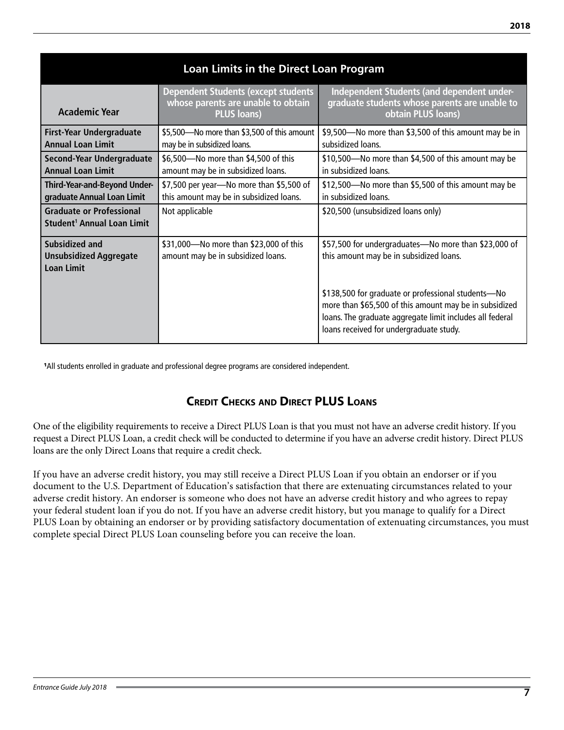| Loan Limits in the Direct Loan Program | | |
|---|---|---|
| **Academic Year** | **Dependent Students (except students whose parents are unable to obtain PLUS loans)** | **Independent Students (and dependent undergraduate students whose parents are unable to obtain PLUS loans)** |
| **First-Year Undergraduate Annual Loan Limit** | $5,500—No more than $3,500 of this amount may be in subsidized loans. | $9,500—No more than $3,500 of this amount may be in subsidized loans. |
| **Second-Year Undergraduate Annual Loan Limit** | $6,500—No more than $4,500 of this amount may be in subsidized loans. | $10,500—No more than $4,500 of this amount may be in subsidized loans. |
| **Third-Year-and-Beyond Undergraduate Annual Loan Limit** | $7,500 per year—No more than $5,500 of this amount may be in subsidized loans. | $12,500—No more than $5,500 of this amount may be in subsidized loans. |
| **Graduate or Professional Student[1] Annual Loan Limit** | Not applicable | $20,500 (unsubsidized loans only) |
| **Subsidized and Unsubsidized Aggregate Loan Limit** | $31,000—No more than $23,000 of this amount may be in subsidized loans. | $57,500 for undergraduates—No more than $23,000 of this amount may be in subsidized loans.<br><br>$138,500 for graduate or professional students—No more than $65,500 of this amount may be in subsidized loans. The graduate aggregate limit includes all federal loans received for undergraduate study. |

[1]All students enrolled in graduate and professional degree programs are considered independent.

## Credit Checks and Direct PLUS Loans

One of the eligibility requirements to receive a Direct PLUS Loan is that you must not have an adverse credit history. If you request a Direct PLUS Loan, a credit check will be conducted to determine if you have an adverse credit history. Direct PLUS loans are the only Direct Loans that require a credit check.

If you have an adverse credit history, you may still receive a Direct PLUS Loan if you obtain an endorser or if you document to the U.S. Department of Education's satisfaction that there are extenuating circumstances related to your adverse credit history. An endorser is someone who does not have an adverse credit history and who agrees to repay your federal student loan if you do not. If you have an adverse credit history, but you manage to qualify for a Direct PLUS Loan by obtaining an endorser or by providing satisfactory documentation of extenuating circumstances, you must complete special Direct PLUS Loan counseling before you can receive the loan.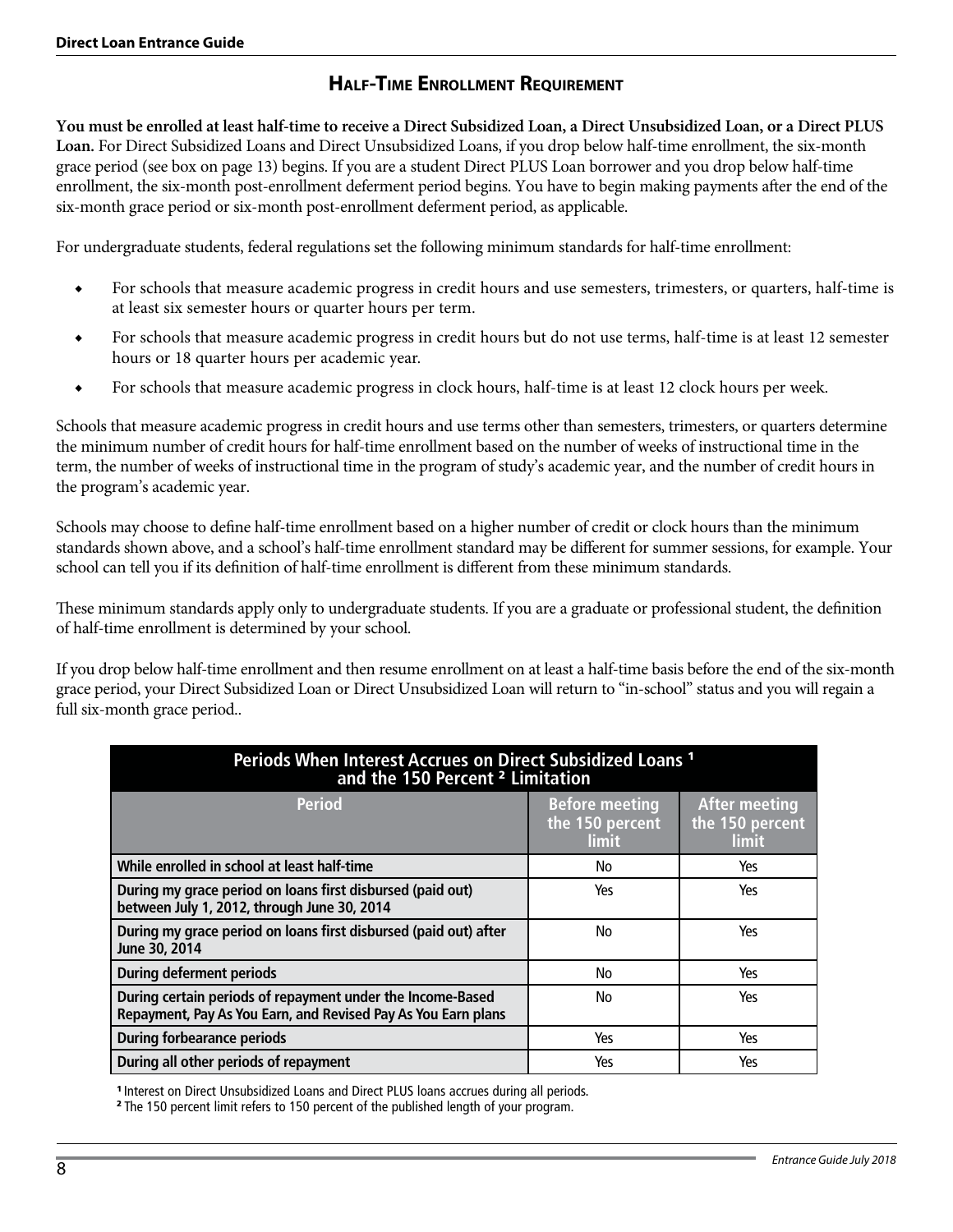## Half-Time Enrollment Requirement

**You must be enrolled at least half-time to receive a Direct Subsidized Loan, a Direct Unsubsidized Loan, or a Direct PLUS Loan.** For Direct Subsidized Loans and Direct Unsubsidized Loans, if you drop below half-time enrollment, the six-month grace period (see box on page 13) begins. If you are a student Direct PLUS Loan borrower and you drop below half-time enrollment, the six-month post-enrollment deferment period begins. You have to begin making payments after the end of the six-month grace period or six-month post-enrollment deferment period, as applicable.

For undergraduate students, federal regulations set the following minimum standards for half-time enrollment:

- For schools that measure academic progress in credit hours and use semesters, trimesters, or quarters, half-time is at least six semester hours or quarter hours per term.
- For schools that measure academic progress in credit hours but do not use terms, half-time is at least 12 semester hours or 18 quarter hours per academic year.
- For schools that measure academic progress in clock hours, half-time is at least 12 clock hours per week.

Schools that measure academic progress in credit hours and use terms other than semesters, trimesters, or quarters determine the minimum number of credit hours for half-time enrollment based on the number of weeks of instructional time in the term, the number of weeks of instructional time in the program of study's academic year, and the number of credit hours in the program's academic year.

Schools may choose to define half-time enrollment based on a higher number of credit or clock hours than the minimum standards shown above, and a school's half-time enrollment standard may be different for summer sessions, for example. Your school can tell you if its definition of half-time enrollment is different from these minimum standards.

These minimum standards apply only to undergraduate students. If you are a graduate or professional student, the definition of half-time enrollment is determined by your school.

If you drop below half-time enrollment and then resume enrollment on at least a half-time basis before the end of the six-month grace period, your Direct Subsidized Loan or Direct Unsubsidized Loan will return to "in-school" status and you will regain a full six-month grace period..

**Periods When Interest Accrues on Direct Subsidized Loans [1] and the 150 Percent [2] Limitation**

| Period | Before meeting the 150 percent limit | After meeting the 150 percent limit |
|---|---|---|
| **While enrolled in school at least half-time** | No | Yes |
| **During my grace period on loans first disbursed (paid out) between July 1, 2012, through June 30, 2014** | Yes | Yes |
| **During my grace period on loans first disbursed (paid out) after June 30, 2014** | No | Yes |
| **During deferment periods** | No | Yes |
| **During certain periods of repayment under the Income-Based Repayment, Pay As You Earn, and Revised Pay As You Earn plans** | No | Yes |
| **During forbearance periods** | Yes | Yes |
| **During all other periods of repayment** | Yes | Yes |

[1] Interest on Direct Unsubsidized Loans and Direct PLUS loans accrues during all periods.

[2] The 150 percent limit refers to 150 percent of the published length of your program.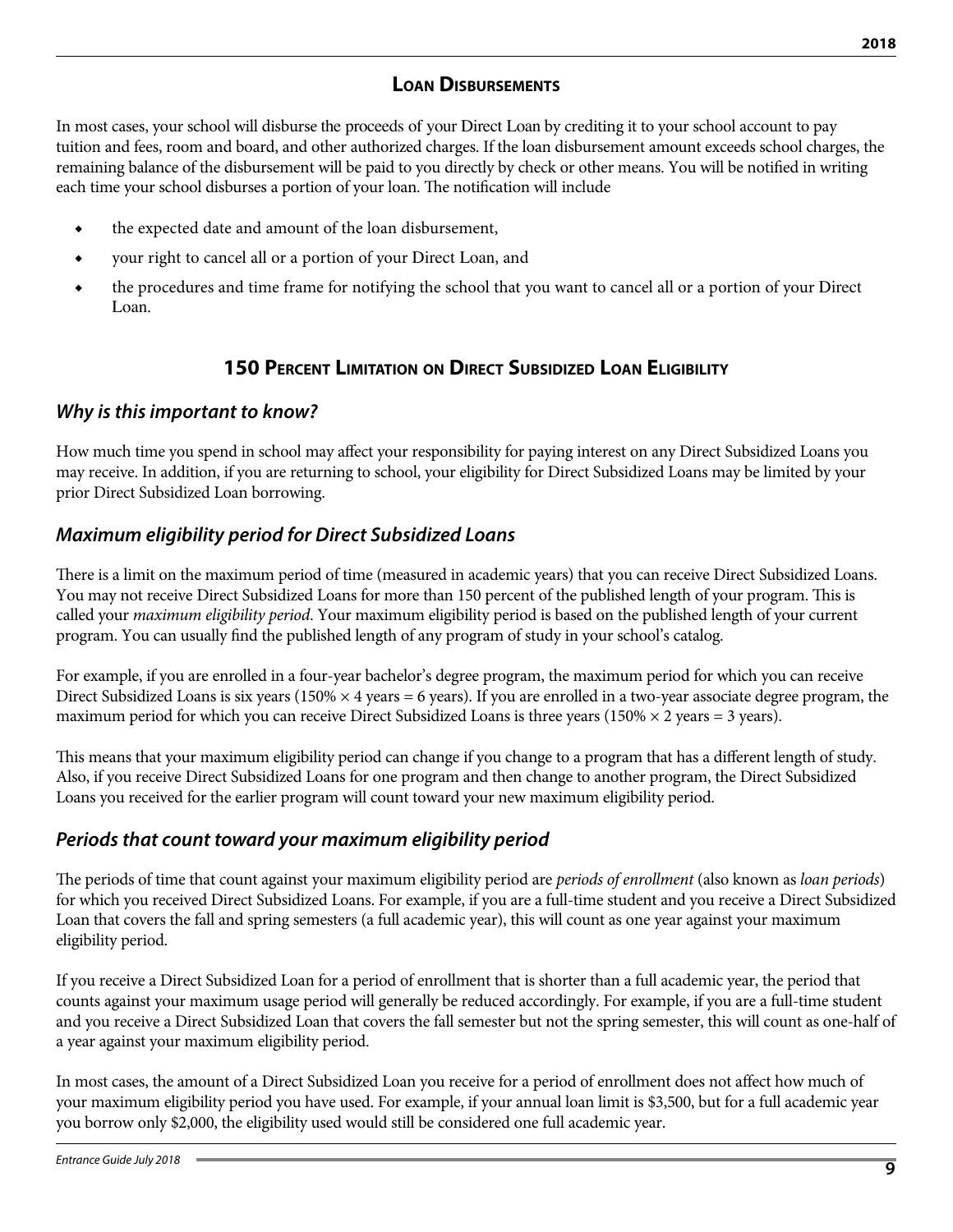## Loan Disbursements

In most cases, your school will disburse the proceeds of your Direct Loan by crediting it to your school account to pay tuition and fees, room and board, and other authorized charges. If the loan disbursement amount exceeds school charges, the remaining balance of the disbursement will be paid to you directly by check or other means. You will be notified in writing each time your school disburses a portion of your loan. The notification will include

- the expected date and amount of the loan disbursement,
- your right to cancel all or a portion of your Direct Loan, and
- the procedures and time frame for notifying the school that you want to cancel all or a portion of your Direct Loan.

## 150 Percent Limitation on Direct Subsidized Loan Eligibility

### *Why is this important to know?*

How much time you spend in school may affect your responsibility for paying interest on any Direct Subsidized Loans you may receive. In addition, if you are returning to school, your eligibility for Direct Subsidized Loans may be limited by your prior Direct Subsidized Loan borrowing.

### *Maximum eligibility period for Direct Subsidized Loans*

There is a limit on the maximum period of time (measured in academic years) that you can receive Direct Subsidized Loans. You may not receive Direct Subsidized Loans for more than 150 percent of the published length of your program. This is called your *maximum eligibility period*. Your maximum eligibility period is based on the published length of your current program. You can usually find the published length of any program of study in your school's catalog.

For example, if you are enrolled in a four-year bachelor's degree program, the maximum period for which you can receive Direct Subsidized Loans is six years (150% × 4 years = 6 years). If you are enrolled in a two-year associate degree program, the maximum period for which you can receive Direct Subsidized Loans is three years (150% × 2 years = 3 years).

This means that your maximum eligibility period can change if you change to a program that has a different length of study. Also, if you receive Direct Subsidized Loans for one program and then change to another program, the Direct Subsidized Loans you received for the earlier program will count toward your new maximum eligibility period.

### *Periods that count toward your maximum eligibility period*

The periods of time that count against your maximum eligibility period are *periods of enrollment* (also known as *loan periods*) for which you received Direct Subsidized Loans. For example, if you are a full-time student and you receive a Direct Subsidized Loan that covers the fall and spring semesters (a full academic year), this will count as one year against your maximum eligibility period.

If you receive a Direct Subsidized Loan for a period of enrollment that is shorter than a full academic year, the period that counts against your maximum usage period will generally be reduced accordingly. For example, if you are a full-time student and you receive a Direct Subsidized Loan that covers the fall semester but not the spring semester, this will count as one-half of a year against your maximum eligibility period.

In most cases, the amount of a Direct Subsidized Loan you receive for a period of enrollment does not affect how much of your maximum eligibility period you have used. For example, if your annual loan limit is $3,500, but for a full academic year you borrow only $2,000, the eligibility used would still be considered one full academic year.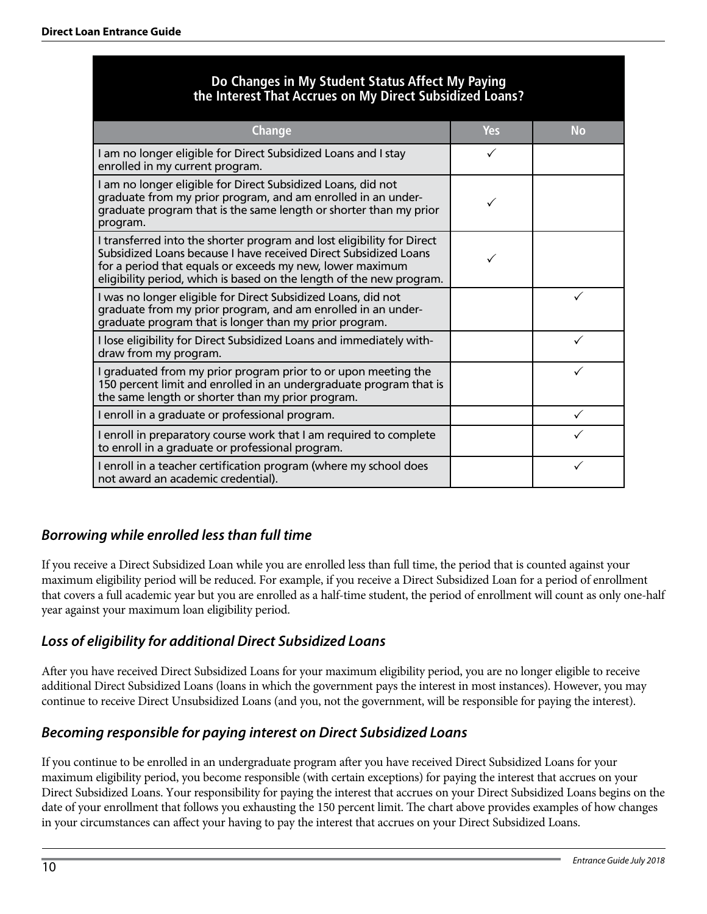| Do Changes in My Student Status Affect My Paying the Interest That Accrues on My Direct Subsidized Loans? | | |
|---|---|---|
| **Change** | **Yes** | **No** |
| I am no longer eligible for Direct Subsidized Loans and I stay enrolled in my current program. | ✓ | |
| I am no longer eligible for Direct Subsidized Loans, did not graduate from my prior program, and am enrolled in an undergraduate program that is the same length or shorter than my prior program. | ✓ | |
| I transferred into the shorter program and lost eligibility for Direct Subsidized Loans because I have received Direct Subsidized Loans for a period that equals or exceeds my new, lower maximum eligibility period, which is based on the length of the new program. | ✓ | |
| I was no longer eligible for Direct Subsidized Loans, did not graduate from my prior program, and am enrolled in an undergraduate program that is longer than my prior program. | | ✓ |
| I lose eligibility for Direct Subsidized Loans and immediately withdraw from my program. | | ✓ |
| I graduated from my prior program prior to or upon meeting the 150 percent limit and enrolled in an undergraduate program that is the same length or shorter than my prior program. | | ✓ |
| I enroll in a graduate or professional program. | | ✓ |
| I enroll in preparatory course work that I am required to complete to enroll in a graduate or professional program. | | ✓ |
| I enroll in a teacher certification program (where my school does not award an academic credential). | | ✓ |

### *Borrowing while enrolled less than full time*

If you receive a Direct Subsidized Loan while you are enrolled less than full time, the period that is counted against your maximum eligibility period will be reduced. For example, if you receive a Direct Subsidized Loan for a period of enrollment that covers a full academic year but you are enrolled as a half-time student, the period of enrollment will count as only one-half year against your maximum loan eligibility period.

### *Loss of eligibility for additional Direct Subsidized Loans*

After you have received Direct Subsidized Loans for your maximum eligibility period, you are no longer eligible to receive additional Direct Subsidized Loans (loans in which the government pays the interest in most instances). However, you may continue to receive Direct Unsubsidized Loans (and you, not the government, will be responsible for paying the interest).

### *Becoming responsible for paying interest on Direct Subsidized Loans*

If you continue to be enrolled in an undergraduate program after you have received Direct Subsidized Loans for your maximum eligibility period, you become responsible (with certain exceptions) for paying the interest that accrues on your Direct Subsidized Loans. Your responsibility for paying the interest that accrues on your Direct Subsidized Loans begins on the date of your enrollment that follows you exhausting the 150 percent limit. The chart above provides examples of how changes in your circumstances can affect your having to pay the interest that accrues on your Direct Subsidized Loans.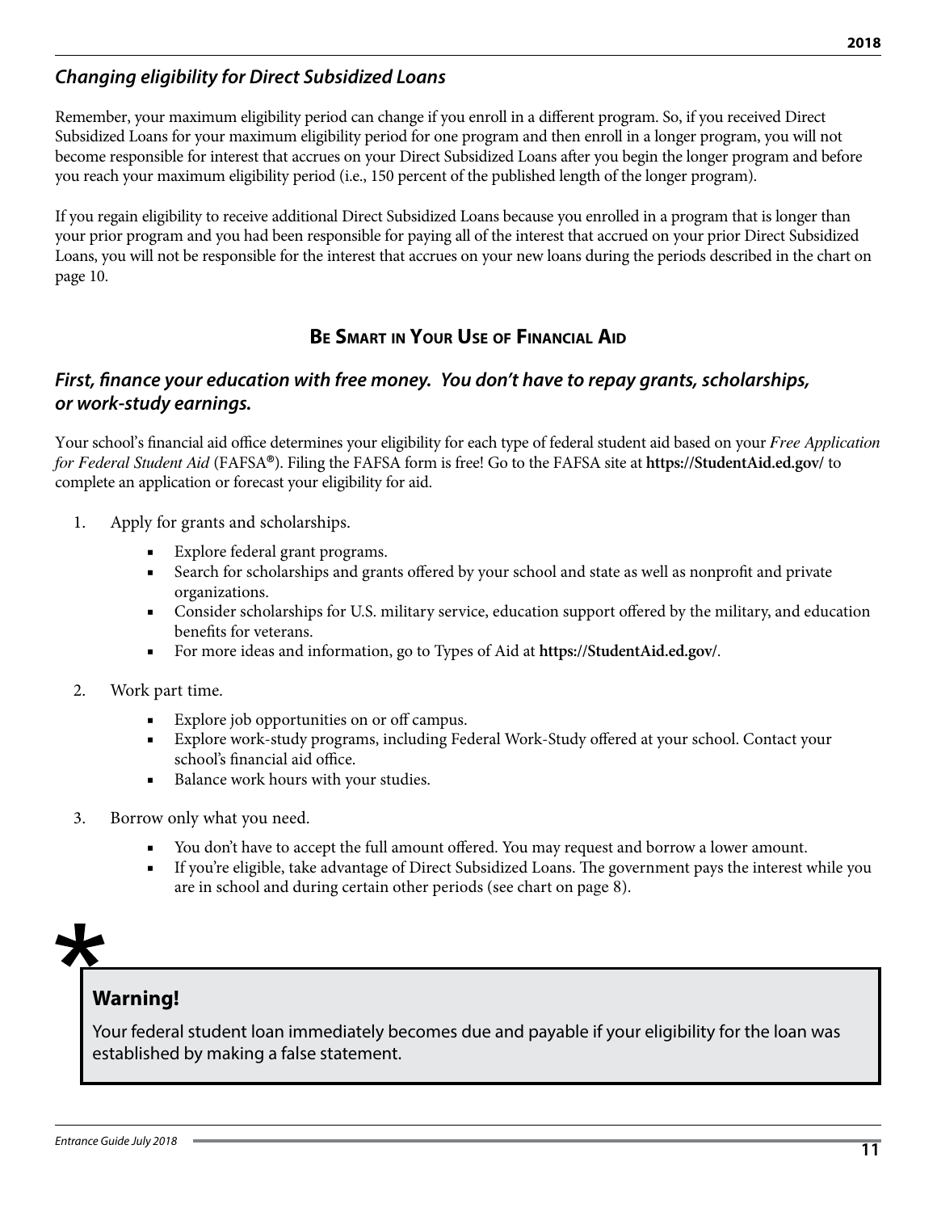### *Changing eligibility for Direct Subsidized Loans*

Remember, your maximum eligibility period can change if you enroll in a different program. So, if you received Direct Subsidized Loans for your maximum eligibility period for one program and then enroll in a longer program, you will not become responsible for interest that accrues on your Direct Subsidized Loans after you begin the longer program and before you reach your maximum eligibility period (i.e., 150 percent of the published length of the longer program).

If you regain eligibility to receive additional Direct Subsidized Loans because you enrolled in a program that is longer than your prior program and you had been responsible for paying all of the interest that accrued on your prior Direct Subsidized Loans, you will not be responsible for the interest that accrues on your new loans during the periods described in the chart on page 10.

## Be Smart in Your Use of Financial Aid

### *First, finance your education with free money. You don't have to repay grants, scholarships, or work-study earnings.*

Your school's financial aid office determines your eligibility for each type of federal student aid based on your *Free Application for Federal Student Aid* (FAFSA®). Filing the FAFSA form is free! Go to the FAFSA site at **https://StudentAid.ed.gov/** to complete an application or forecast your eligibility for aid.

1. Apply for grants and scholarships.
   - Explore federal grant programs.
   - Search for scholarships and grants offered by your school and state as well as nonprofit and private organizations.
   - Consider scholarships for U.S. military service, education support offered by the military, and education benefits for veterans.
   - For more ideas and information, go to Types of Aid at **https://StudentAid.ed.gov/**.
2. Work part time.
   - Explore job opportunities on or off campus.
   - Explore work-study programs, including Federal Work-Study offered at your school. Contact your school's financial aid office.
   - Balance work hours with your studies.
3. Borrow only what you need.
   - You don't have to accept the full amount offered. You may request and borrow a lower amount.
   - If you're eligible, take advantage of Direct Subsidized Loans. The government pays the interest while you are in school and during certain other periods (see chart on page 8).

**Warning!**

Your federal student loan immediately becomes due and payable if your eligibility for the loan was established by making a false statement.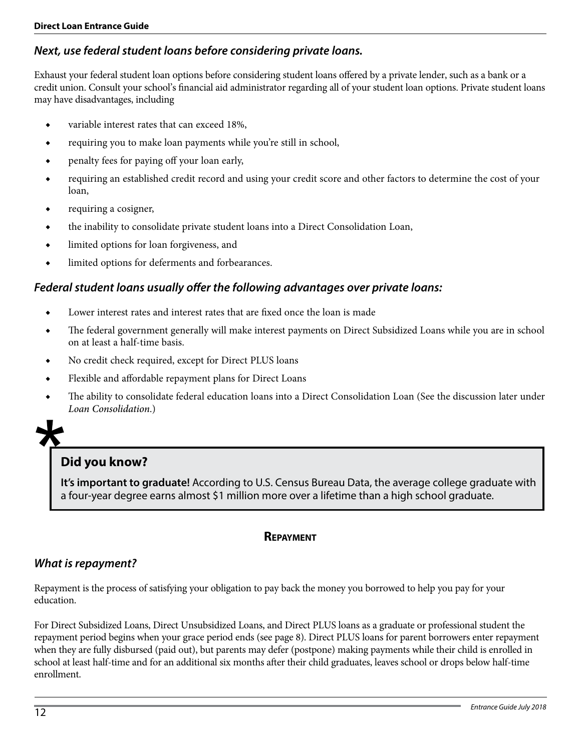### *Next, use federal student loans before considering private loans.*

Exhaust your federal student loan options before considering student loans offered by a private lender, such as a bank or a credit union. Consult your school's financial aid administrator regarding all of your student loan options. Private student loans may have disadvantages, including

- variable interest rates that can exceed 18%,
- requiring you to make loan payments while you're still in school,
- penalty fees for paying off your loan early,
- requiring an established credit record and using your credit score and other factors to determine the cost of your loan,
- requiring a cosigner,
- the inability to consolidate private student loans into a Direct Consolidation Loan,
- limited options for loan forgiveness, and
- limited options for deferments and forbearances.

### *Federal student loans usually offer the following advantages over private loans:*

- Lower interest rates and interest rates that are fixed once the loan is made
- The federal government generally will make interest payments on Direct Subsidized Loans while you are in school on at least a half-time basis.
- No credit check required, except for Direct PLUS loans
- Flexible and affordable repayment plans for Direct Loans
- The ability to consolidate federal education loans into a Direct Consolidation Loan (See the discussion later under *Loan Consolidation.*)

> **Did you know?**
>
> **It's important to graduate!** According to U.S. Census Bureau Data, the average college graduate with a four-year degree earns almost $1 million more over a lifetime than a high school graduate.

## Repayment

### *What is repayment?*

Repayment is the process of satisfying your obligation to pay back the money you borrowed to help you pay for your education.

For Direct Subsidized Loans, Direct Unsubsidized Loans, and Direct PLUS loans as a graduate or professional student the repayment period begins when your grace period ends (see page 8). Direct PLUS loans for parent borrowers enter repayment when they are fully disbursed (paid out), but parents may defer (postpone) making payments while their child is enrolled in school at least half-time and for an additional six months after their child graduates, leaves school or drops below half-time enrollment.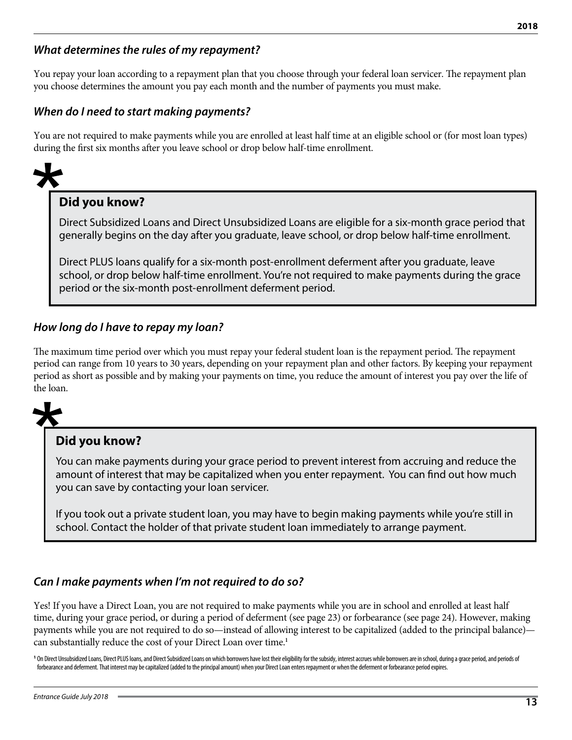### *What determines the rules of my repayment?*

You repay your loan according to a repayment plan that you choose through your federal loan servicer. The repayment plan you choose determines the amount you pay each month and the number of payments you must make.

### *When do I need to start making payments?*

You are not required to make payments while you are enrolled at least half time at an eligible school or (for most loan types) during the first six months after you leave school or drop below half-time enrollment.

> **Did you know?**
>
> Direct Subsidized Loans and Direct Unsubsidized Loans are eligible for a six-month grace period that generally begins on the day after you graduate, leave school, or drop below half-time enrollment.
>
> Direct PLUS loans qualify for a six-month post-enrollment deferment after you graduate, leave school, or drop below half-time enrollment. You're not required to make payments during the grace period or the six-month post-enrollment deferment period.

### *How long do I have to repay my loan?*

The maximum time period over which you must repay your federal student loan is the repayment period. The repayment period can range from 10 years to 30 years, depending on your repayment plan and other factors. By keeping your repayment period as short as possible and by making your payments on time, you reduce the amount of interest you pay over the life of the loan.

> **Did you know?**
>
> You can make payments during your grace period to prevent interest from accruing and reduce the amount of interest that may be capitalized when you enter repayment. You can find out how much you can save by contacting your loan servicer.
>
> If you took out a private student loan, you may have to begin making payments while you're still in school. Contact the holder of that private student loan immediately to arrange payment.

### *Can I make payments when I'm not required to do so?*

Yes! If you have a Direct Loan, you are not required to make payments while you are in school and enrolled at least half time, during your grace period, or during a period of deferment (see page 23) or forbearance (see page 24). However, making payments while you are not required to do so—instead of allowing interest to be capitalized (added to the principal balance)—can substantially reduce the cost of your Direct Loan over time.[1]

[1] On Direct Unsubsidized Loans, Direct PLUS loans, and Direct Subsidized Loans on which borrowers have lost their eligibility for the subsidy, interest accrues while borrowers are in school, during a grace period, and periods of forbearance and deferment. That interest may be capitalized (added to the principal amount) when your Direct Loan enters repayment or when the deferment or forbearance period expires.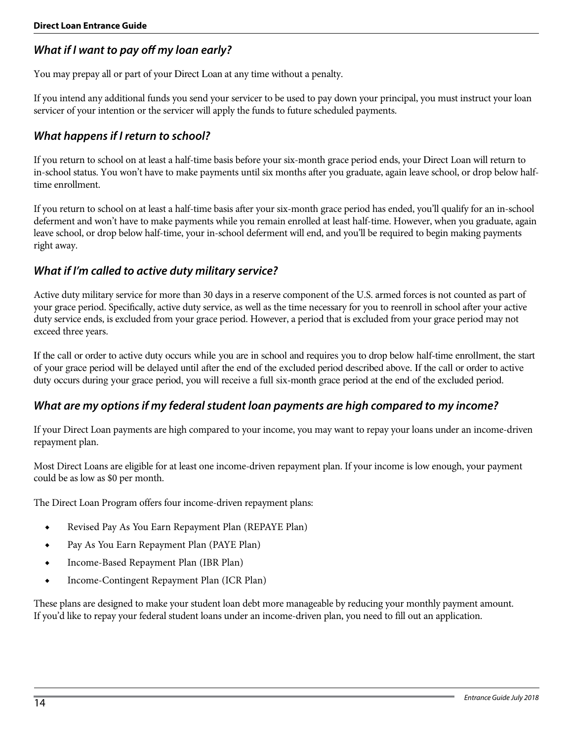## *What if I want to pay off my loan early?*

You may prepay all or part of your Direct Loan at any time without a penalty.

If you intend any additional funds you send your servicer to be used to pay down your principal, you must instruct your loan servicer of your intention or the servicer will apply the funds to future scheduled payments.

## *What happens if I return to school?*

If you return to school on at least a half-time basis before your six-month grace period ends, your Direct Loan will return to in-school status. You won't have to make payments until six months after you graduate, again leave school, or drop below half-time enrollment.

If you return to school on at least a half-time basis after your six-month grace period has ended, you'll qualify for an in-school deferment and won't have to make payments while you remain enrolled at least half-time. However, when you graduate, again leave school, or drop below half-time, your in-school deferment will end, and you'll be required to begin making payments right away.

## *What if I'm called to active duty military service?*

Active duty military service for more than 30 days in a reserve component of the U.S. armed forces is not counted as part of your grace period. Specifically, active duty service, as well as the time necessary for you to reenroll in school after your active duty service ends, is excluded from your grace period. However, a period that is excluded from your grace period may not exceed three years.

If the call or order to active duty occurs while you are in school and requires you to drop below half-time enrollment, the start of your grace period will be delayed until after the end of the excluded period described above. If the call or order to active duty occurs during your grace period, you will receive a full six-month grace period at the end of the excluded period.

## *What are my options if my federal student loan payments are high compared to my income?*

If your Direct Loan payments are high compared to your income, you may want to repay your loans under an income-driven repayment plan.

Most Direct Loans are eligible for at least one income-driven repayment plan. If your income is low enough, your payment could be as low as $0 per month.

The Direct Loan Program offers four income-driven repayment plans:

- Revised Pay As You Earn Repayment Plan (REPAYE Plan)
- Pay As You Earn Repayment Plan (PAYE Plan)
- Income-Based Repayment Plan (IBR Plan)
- Income-Contingent Repayment Plan (ICR Plan)

These plans are designed to make your student loan debt more manageable by reducing your monthly payment amount. If you'd like to repay your federal student loans under an income-driven plan, you need to fill out an application.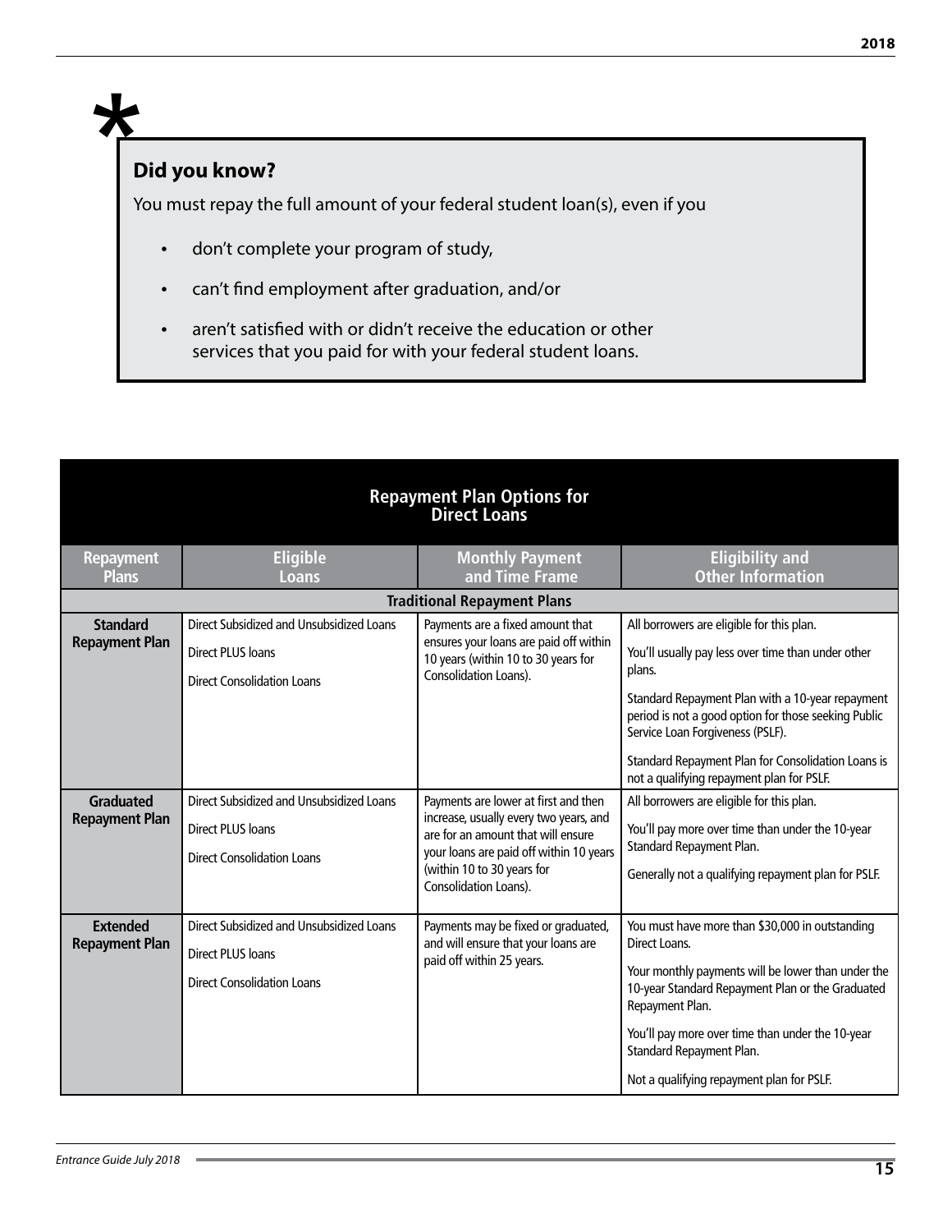*

### Did you know?

You must repay the full amount of your federal student loan(s), even if you

- don't complete your program of study,
- can't find employment after graduation, and/or
- aren't satisfied with or didn't receive the education or other services that you paid for with your federal student loans.

**Repayment Plan Options for Direct Loans**

| Repayment Plans | Eligible Loans | Monthly Payment and Time Frame | Eligibility and Other Information |
|---|---|---|---|
| **Traditional Repayment Plans** | | | |
| **Standard Repayment Plan** | Direct Subsidized and Unsubsidized Loans<br>Direct PLUS loans<br>Direct Consolidation Loans | Payments are a fixed amount that ensures your loans are paid off within 10 years (within 10 to 30 years for Consolidation Loans). | All borrowers are eligible for this plan.<br>You'll usually pay less over time than under other plans.<br>Standard Repayment Plan with a 10-year repayment period is not a good option for those seeking Public Service Loan Forgiveness (PSLF).<br>Standard Repayment Plan for Consolidation Loans is not a qualifying repayment plan for PSLF. |
| **Graduated Repayment Plan** | Direct Subsidized and Unsubsidized Loans<br>Direct PLUS loans<br>Direct Consolidation Loans | Payments are lower at first and then increase, usually every two years, and are for an amount that will ensure your loans are paid off within 10 years (within 10 to 30 years for Consolidation Loans). | All borrowers are eligible for this plan.<br>You'll pay more over time than under the 10-year Standard Repayment Plan.<br>Generally not a qualifying repayment plan for PSLF. |
| **Extended Repayment Plan** | Direct Subsidized and Unsubsidized Loans<br>Direct PLUS loans<br>Direct Consolidation Loans | Payments may be fixed or graduated, and will ensure that your loans are paid off within 25 years. | You must have more than $30,000 in outstanding Direct Loans.<br>Your monthly payments will be lower than under the 10-year Standard Repayment Plan or the Graduated Repayment Plan.<br>You'll pay more over time than under the 10-year Standard Repayment Plan.<br>Not a qualifying repayment plan for PSLF. |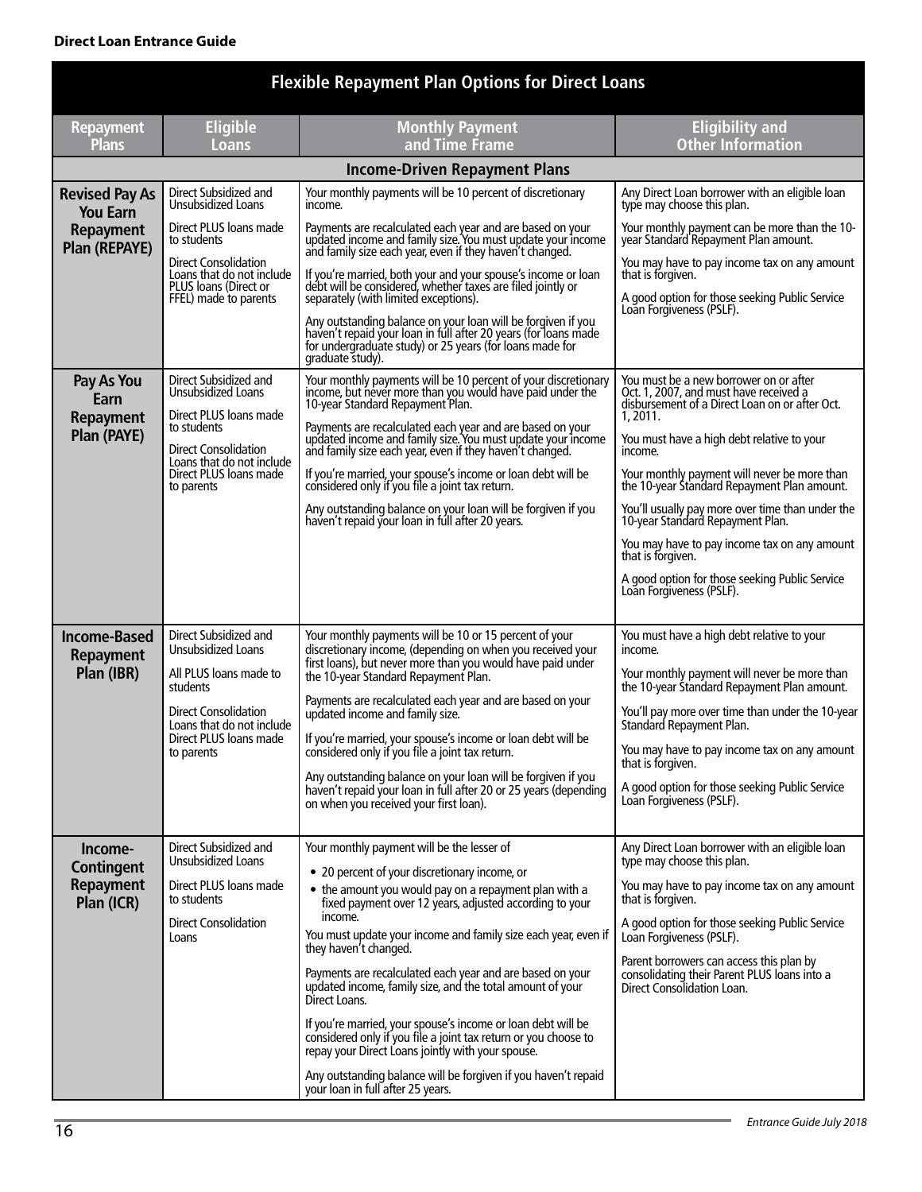| Flexible Repayment Plan Options for Direct Loans | | | |
|---|---|---|---|
| **Repayment Plans** | **Eligible Loans** | **Monthly Payment and Time Frame** | **Eligibility and Other Information** |
| **Income-Driven Repayment Plans** | | | |
| **Revised Pay As You Earn Repayment Plan (REPAYE)** | Direct Subsidized and Unsubsidized Loans<br><br>Direct PLUS loans made to students<br><br>Direct Consolidation Loans that do not include PLUS loans (Direct or FFEL) made to parents | Your monthly payments will be 10 percent of discretionary income.<br><br>Payments are recalculated each year and are based on your updated income and family size. You must update your income and family size each year, even if they haven't changed.<br><br>If you're married, both your and your spouse's income or loan debt will be considered, whether taxes are filed jointly or separately (with limited exceptions).<br><br>Any outstanding balance on your loan will be forgiven if you haven't repaid your loan in full after 20 years (for loans made for undergraduate study) or 25 years (for loans made for graduate study). | Any Direct Loan borrower with an eligible loan type may choose this plan.<br><br>Your monthly payment can be more than the 10-year Standard Repayment Plan amount.<br><br>You may have to pay income tax on any amount that is forgiven.<br><br>A good option for those seeking Public Service Loan Forgiveness (PSLF). |
| **Pay As You Earn Repayment Plan (PAYE)** | Direct Subsidized and Unsubsidized Loans<br><br>Direct PLUS loans made to students<br><br>Direct Consolidation Loans that do not include Direct PLUS loans made to parents | Your monthly payments will be 10 percent of your discretionary income, but never more than you would have paid under the 10-year Standard Repayment Plan.<br><br>Payments are recalculated each year and are based on your updated income and family size. You must update your income and family size each year, even if they haven't changed.<br><br>If you're married, your spouse's income or loan debt will be considered only if you file a joint tax return.<br><br>Any outstanding balance on your loan will be forgiven if you haven't repaid your loan in full after 20 years. | You must be a new borrower on or after Oct. 1, 2007, and must have received a disbursement of a Direct Loan on or after Oct. 1, 2011.<br><br>You must have a high debt relative to your income.<br><br>Your monthly payment will never be more than the 10-year Standard Repayment Plan amount.<br><br>You'll usually pay more over time than under the 10-year Standard Repayment Plan.<br><br>You may have to pay income tax on any amount that is forgiven.<br><br>A good option for those seeking Public Service Loan Forgiveness (PSLF). |
| **Income-Based Repayment Plan (IBR)** | Direct Subsidized and Unsubsidized Loans<br><br>All PLUS loans made to students<br><br>Direct Consolidation Loans that do not include Direct PLUS loans made to parents | Your monthly payments will be 10 or 15 percent of your discretionary income, (depending on when you received your first loans), but never more than you would have paid under the 10-year Standard Repayment Plan.<br><br>Payments are recalculated each year and are based on your updated income and family size.<br><br>If you're married, your spouse's income or loan debt will be considered only if you file a joint tax return.<br><br>Any outstanding balance on your loan will be forgiven if you haven't repaid your loan in full after 20 or 25 years (depending on when you received your first loan). | You must have a high debt relative to your income.<br><br>Your monthly payment will never be more than the 10-year Standard Repayment Plan amount.<br><br>You'll pay more over time than under the 10-year Standard Repayment Plan.<br><br>You may have to pay income tax on any amount that is forgiven.<br><br>A good option for those seeking Public Service Loan Forgiveness (PSLF). |
| **Income-Contingent Repayment Plan (ICR)** | Direct Subsidized and Unsubsidized Loans<br><br>Direct PLUS loans made to students<br><br>Direct Consolidation Loans | Your monthly payment will be the lesser of<br>• 20 percent of your discretionary income, or<br>• the amount you would pay on a repayment plan with a fixed payment over 12 years, adjusted according to your income.<br><br>You must update your income and family size each year, even if they haven't changed.<br><br>Payments are recalculated each year and are based on your updated income, family size, and the total amount of your Direct Loans.<br><br>If you're married, your spouse's income or loan debt will be considered only if you file a joint tax return or you choose to repay your Direct Loans jointly with your spouse.<br><br>Any outstanding balance will be forgiven if you haven't repaid your loan in full after 25 years. | Any Direct Loan borrower with an eligible loan type may choose this plan.<br><br>You may have to pay income tax on any amount that is forgiven.<br><br>A good option for those seeking Public Service Loan Forgiveness (PSLF).<br><br>Parent borrowers can access this plan by consolidating their Parent PLUS loans into a Direct Consolidation Loan. |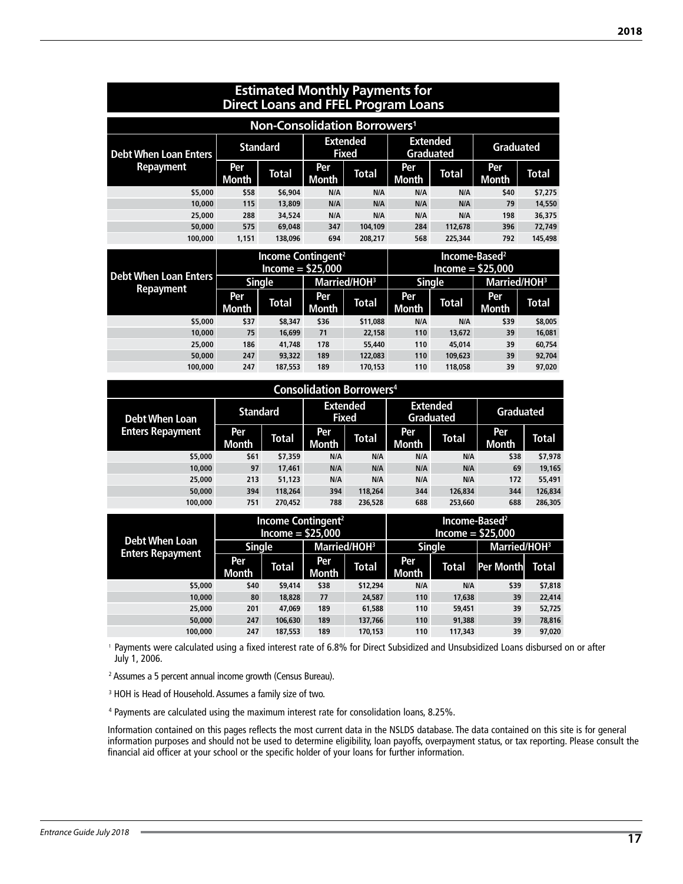## Estimated Monthly Payments for Direct Loans and FFEL Program Loans

### Non-Consolidation Borrowers[1]

| Debt When Loan Enters Repayment | Standard | | Extended Fixed | | Extended Graduated | | Graduated | |
|---|---|---|---|---|---|---|---|---|
| | Per Month | Total | Per Month | Total | Per Month | Total | Per Month | Total |
| $5,000 | $58 | $6,904 | N/A | N/A | N/A | N/A | $40 | $7,275 |
| 10,000 | 115 | 13,809 | N/A | N/A | N/A | N/A | 79 | 14,550 |
| 25,000 | 288 | 34,524 | N/A | N/A | N/A | N/A | 198 | 36,375 |
| 50,000 | 575 | 69,048 | 347 | 104,109 | 284 | 112,678 | 396 | 72,749 |
| 100,000 | 1,151 | 138,096 | 694 | 208,217 | 568 | 225,344 | 792 | 145,498 |

| Debt When Loan Enters Repayment | Income Contingent[2] Income = $25,000 | | | | Income-Based[2] Income = $25,000 | | | |
|---|---|---|---|---|---|---|---|---|
| | Single | | Married/HOH[3] | | Single | | Married/HOH[3] | |
| | Per Month | Total | Per Month | Total | Per Month | Total | Per Month | Total |
| $5,000 | $37 | $8,347 | $36 | $11,088 | N/A | N/A | $39 | $8,005 |
| 10,000 | 75 | 16,699 | 71 | 22,158 | 110 | 13,672 | 39 | 16,081 |
| 25,000 | 186 | 41,748 | 178 | 55,440 | 110 | 45,014 | 39 | 60,754 |
| 50,000 | 247 | 93,322 | 189 | 122,083 | 110 | 109,623 | 39 | 92,704 |
| 100,000 | 247 | 187,553 | 189 | 170,153 | 110 | 118,058 | 39 | 97,020 |

### Consolidation Borrowers[4]

| Debt When Loan Enters Repayment | Standard | | Extended Fixed | | Extended Graduated | | Graduated | |
|---|---|---|---|---|---|---|---|---|
| | Per Month | Total | Per Month | Total | Per Month | Total | Per Month | Total |
| $5,000 | $61 | $7,359 | N/A | N/A | N/A | N/A | $38 | $7,978 |
| 10,000 | 97 | 17,461 | N/A | N/A | N/A | N/A | 69 | 19,165 |
| 25,000 | 213 | 51,123 | N/A | N/A | N/A | N/A | 172 | 55,491 |
| 50,000 | 394 | 118,264 | 394 | 118,264 | 344 | 126,834 | 344 | 126,834 |
| 100,000 | 751 | 270,452 | 788 | 236,528 | 688 | 253,660 | 688 | 286,305 |

| Debt When Loan Enters Repayment | Income Contingent[2] Income = $25,000 | | | | Income-Based[2] Income = $25,000 | | | |
|---|---|---|---|---|---|---|---|---|
| | Single | | Married/HOH[3] | | Single | | Married/HOH[3] | |
| | Per Month | Total | Per Month | Total | Per Month | Total | Per Month | Total |
| $5,000 | $40 | $9,414 | $38 | $12,294 | N/A | N/A | $39 | $7,818 |
| 10,000 | 80 | 18,828 | 77 | 24,587 | 110 | 17,638 | 39 | 22,414 |
| 25,000 | 201 | 47,069 | 189 | 61,588 | 110 | 59,451 | 39 | 52,725 |
| 50,000 | 247 | 106,630 | 189 | 137,766 | 110 | 91,388 | 39 | 78,816 |
| 100,000 | 247 | 187,553 | 189 | 170,153 | 110 | 117,343 | 39 | 97,020 |

[1] Payments were calculated using a fixed interest rate of 6.8% for Direct Subsidized and Unsubsidized Loans disbursed on or after July 1, 2006.

[2] Assumes a 5 percent annual income growth (Census Bureau).

[3] HOH is Head of Household. Assumes a family size of two.

[4] Payments are calculated using the maximum interest rate for consolidation loans, 8.25%.

Information contained on this pages reflects the most current data in the NSLDS database. The data contained on this site is for general information purposes and should not be used to determine eligibility, loan payoffs, overpayment status, or tax reporting. Please consult the financial aid officer at your school or the specific holder of your loans for further information.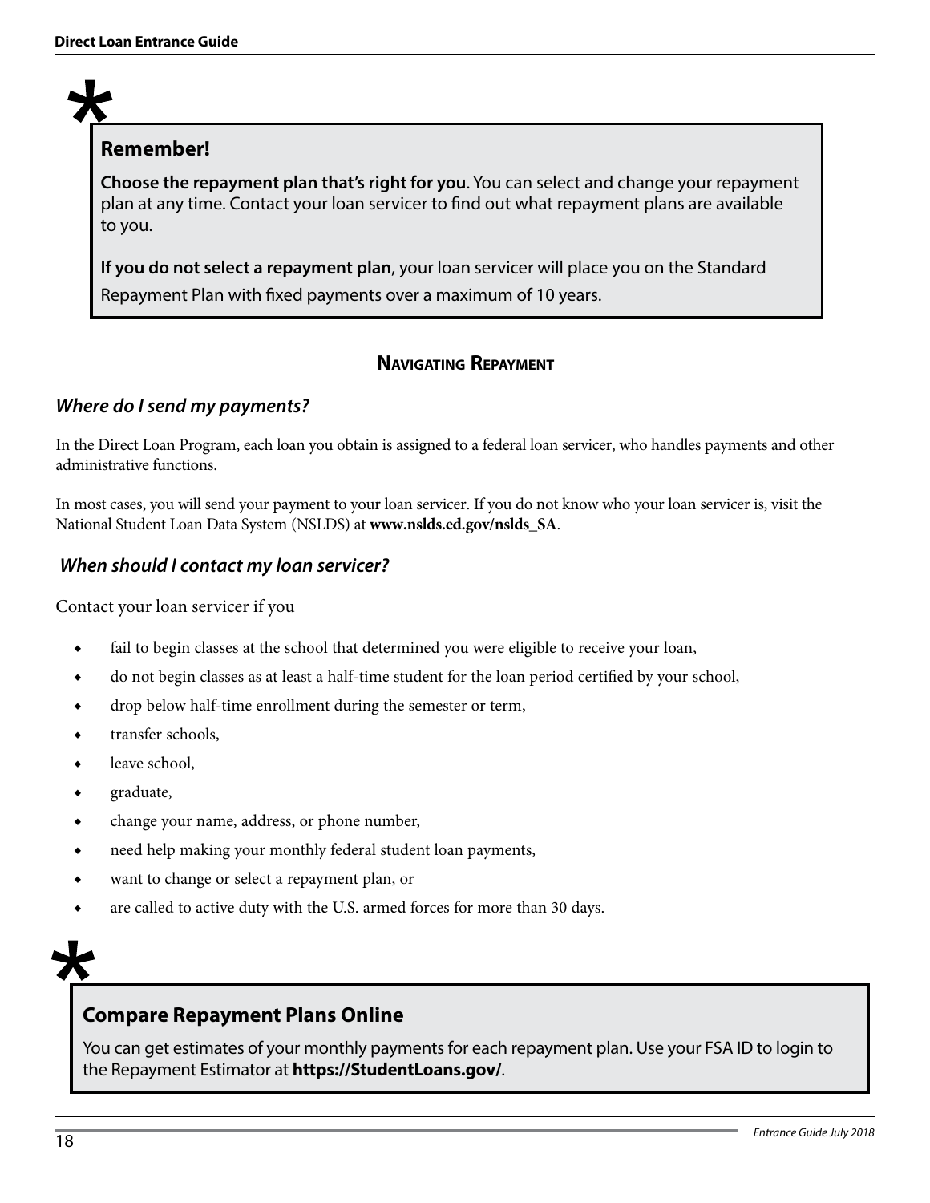*

**Remember!**

**Choose the repayment plan that's right for you**. You can select and change your repayment plan at any time. Contact your loan servicer to find out what repayment plans are available to you.

**If you do not select a repayment plan**, your loan servicer will place you on the Standard Repayment Plan with fixed payments over a maximum of 10 years.

## Navigating Repayment

### *Where do I send my payments?*

In the Direct Loan Program, each loan you obtain is assigned to a federal loan servicer, who handles payments and other administrative functions.

In most cases, you will send your payment to your loan servicer. If you do not know who your loan servicer is, visit the National Student Loan Data System (NSLDS) at **www.nslds.ed.gov/nslds_SA**.

### *When should I contact my loan servicer?*

Contact your loan servicer if you

- fail to begin classes at the school that determined you were eligible to receive your loan,
- do not begin classes as at least a half-time student for the loan period certified by your school,
- drop below half-time enrollment during the semester or term,
- transfer schools,
- leave school,
- graduate,
- change your name, address, or phone number,
- need help making your monthly federal student loan payments,
- want to change or select a repayment plan, or
- are called to active duty with the U.S. armed forces for more than 30 days.

*

**Compare Repayment Plans Online**

You can get estimates of your monthly payments for each repayment plan. Use your FSA ID to login to the Repayment Estimator at **https://StudentLoans.gov/**.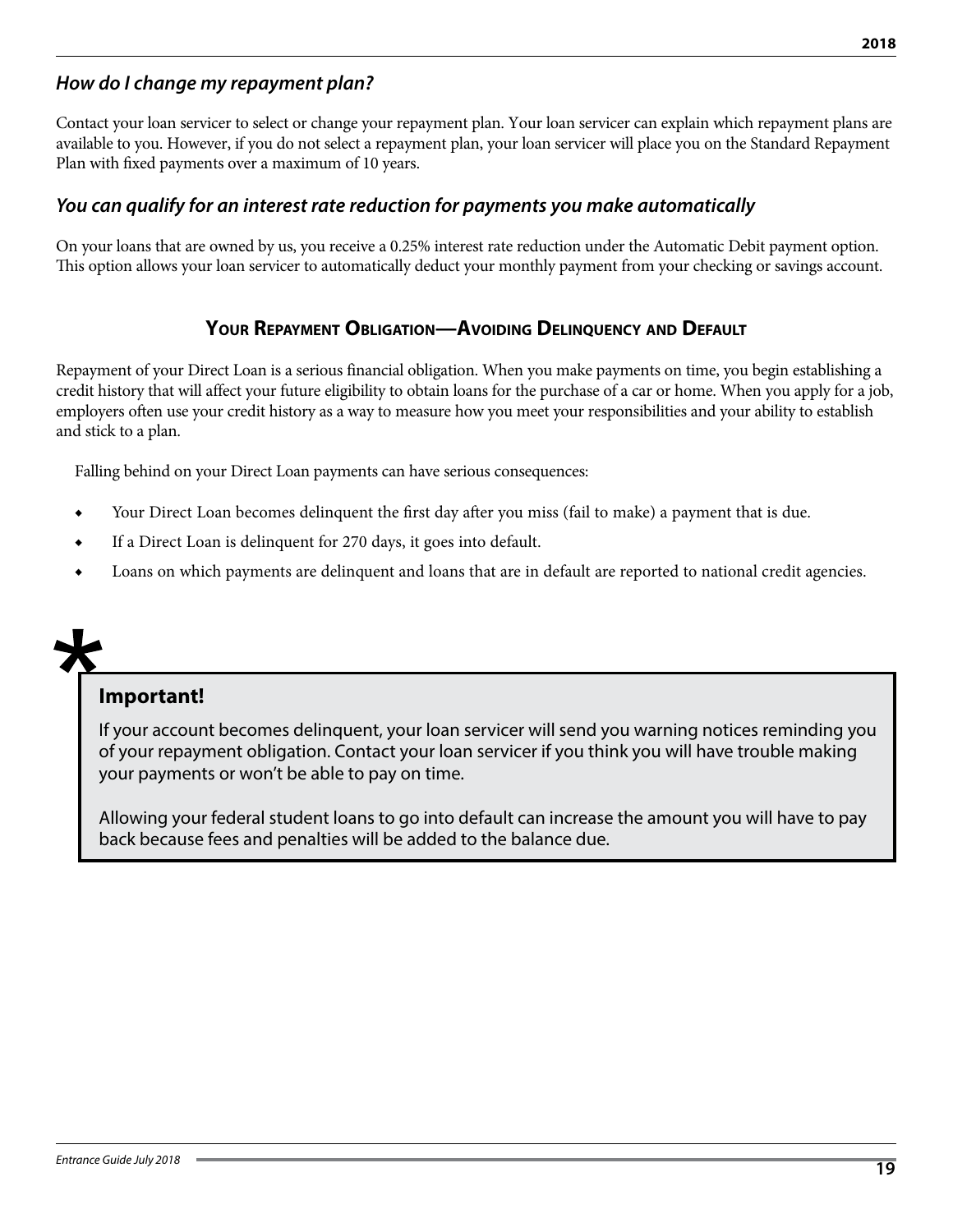### *How do I change my repayment plan?*

Contact your loan servicer to select or change your repayment plan. Your loan servicer can explain which repayment plans are available to you. However, if you do not select a repayment plan, your loan servicer will place you on the Standard Repayment Plan with fixed payments over a maximum of 10 years.

### *You can qualify for an interest rate reduction for payments you make automatically*

On your loans that are owned by us, you receive a 0.25% interest rate reduction under the Automatic Debit payment option. This option allows your loan servicer to automatically deduct your monthly payment from your checking or savings account.

## Your Repayment Obligation—Avoiding Delinquency and Default

Repayment of your Direct Loan is a serious financial obligation. When you make payments on time, you begin establishing a credit history that will affect your future eligibility to obtain loans for the purchase of a car or home. When you apply for a job, employers often use your credit history as a way to measure how you meet your responsibilities and your ability to establish and stick to a plan.

Falling behind on your Direct Loan payments can have serious consequences:

- Your Direct Loan becomes delinquent the first day after you miss (fail to make) a payment that is due.
- If a Direct Loan is delinquent for 270 days, it goes into default.
- Loans on which payments are delinquent and loans that are in default are reported to national credit agencies.

**Important!**

If your account becomes delinquent, your loan servicer will send you warning notices reminding you of your repayment obligation. Contact your loan servicer if you think you will have trouble making your payments or won't be able to pay on time.

Allowing your federal student loans to go into default can increase the amount you will have to pay back because fees and penalties will be added to the balance due.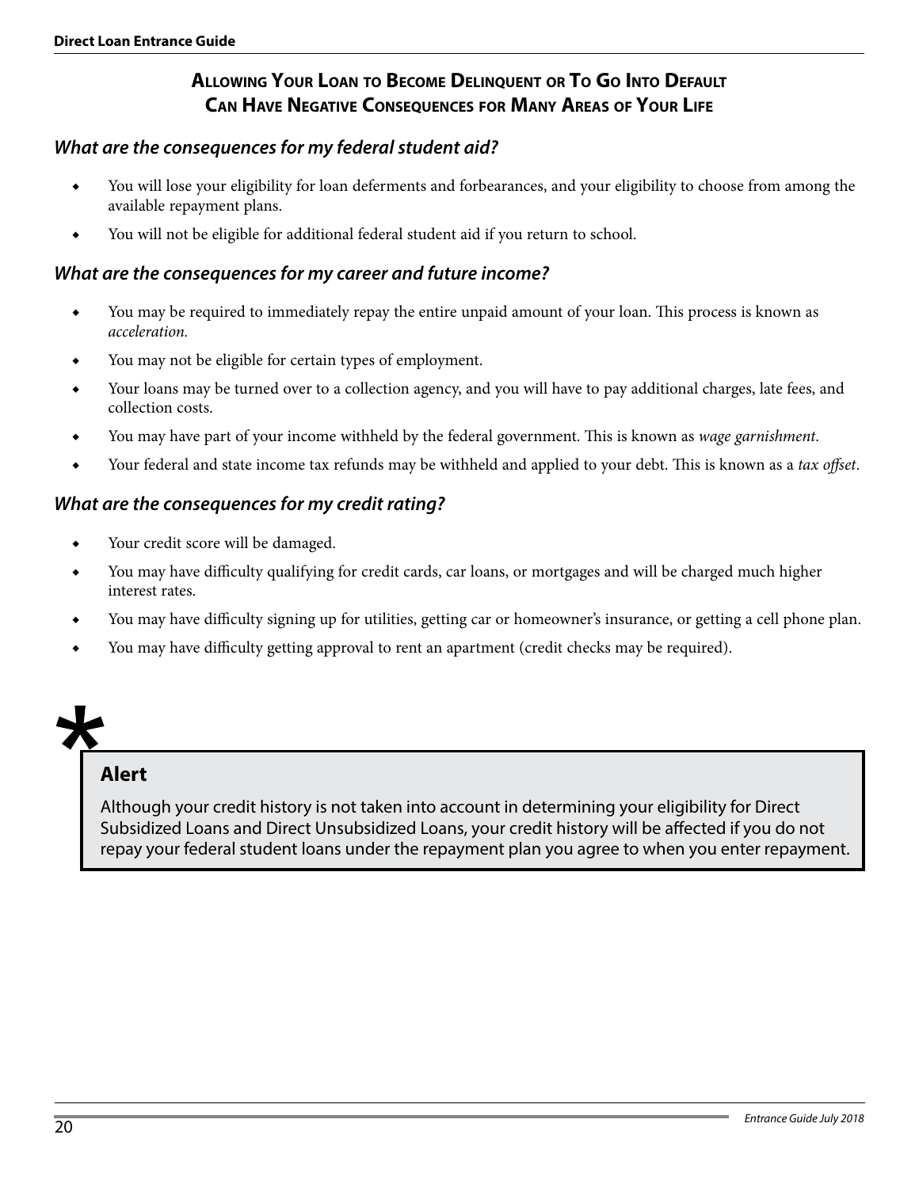## Allowing Your Loan to Become Delinquent or To Go Into Default Can Have Negative Consequences for Many Areas of Your Life

### *What are the consequences for my federal student aid?*

- You will lose your eligibility for loan deferments and forbearances, and your eligibility to choose from among the available repayment plans.
- You will not be eligible for additional federal student aid if you return to school.

### *What are the consequences for my career and future income?*

- You may be required to immediately repay the entire unpaid amount of your loan. This process is known as *acceleration.*
- You may not be eligible for certain types of employment.
- Your loans may be turned over to a collection agency, and you will have to pay additional charges, late fees, and collection costs.
- You may have part of your income withheld by the federal government. This is known as *wage garnishment*.
- Your federal and state income tax refunds may be withheld and applied to your debt. This is known as a *tax offset*.

### *What are the consequences for my credit rating?*

- Your credit score will be damaged.
- You may have difficulty qualifying for credit cards, car loans, or mortgages and will be charged much higher interest rates.
- You may have difficulty signing up for utilities, getting car or homeowner's insurance, or getting a cell phone plan.
- You may have difficulty getting approval to rent an apartment (credit checks may be required).

**Alert**

Although your credit history is not taken into account in determining your eligibility for Direct Subsidized Loans and Direct Unsubsidized Loans, your credit history will be affected if you do not repay your federal student loans under the repayment plan you agree to when you enter repayment.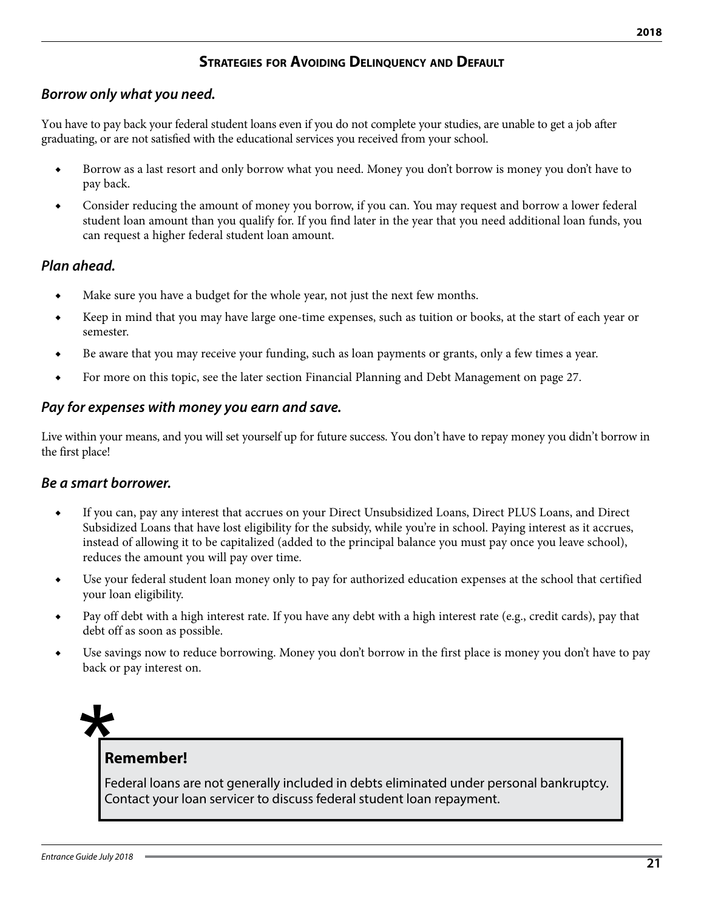## Strategies for Avoiding Delinquency and Default

### *Borrow only what you need.*

You have to pay back your federal student loans even if you do not complete your studies, are unable to get a job after graduating, or are not satisfied with the educational services you received from your school.

- Borrow as a last resort and only borrow what you need. Money you don't borrow is money you don't have to pay back.
- Consider reducing the amount of money you borrow, if you can. You may request and borrow a lower federal student loan amount than you qualify for. If you find later in the year that you need additional loan funds, you can request a higher federal student loan amount.

### *Plan ahead.*

- Make sure you have a budget for the whole year, not just the next few months.
- Keep in mind that you may have large one-time expenses, such as tuition or books, at the start of each year or semester.
- Be aware that you may receive your funding, such as loan payments or grants, only a few times a year.
- For more on this topic, see the later section Financial Planning and Debt Management on page 27.

### *Pay for expenses with money you earn and save.*

Live within your means, and you will set yourself up for future success. You don't have to repay money you didn't borrow in the first place!

### *Be a smart borrower.*

- If you can, pay any interest that accrues on your Direct Unsubsidized Loans, Direct PLUS Loans, and Direct Subsidized Loans that have lost eligibility for the subsidy, while you're in school. Paying interest as it accrues, instead of allowing it to be capitalized (added to the principal balance you must pay once you leave school), reduces the amount you will pay over time.
- Use your federal student loan money only to pay for authorized education expenses at the school that certified your loan eligibility.
- Pay off debt with a high interest rate. If you have any debt with a high interest rate (e.g., credit cards), pay that debt off as soon as possible.
- Use savings now to reduce borrowing. Money you don't borrow in the first place is money you don't have to pay back or pay interest on.

**Remember!**

Federal loans are not generally included in debts eliminated under personal bankruptcy. Contact your loan servicer to discuss federal student loan repayment.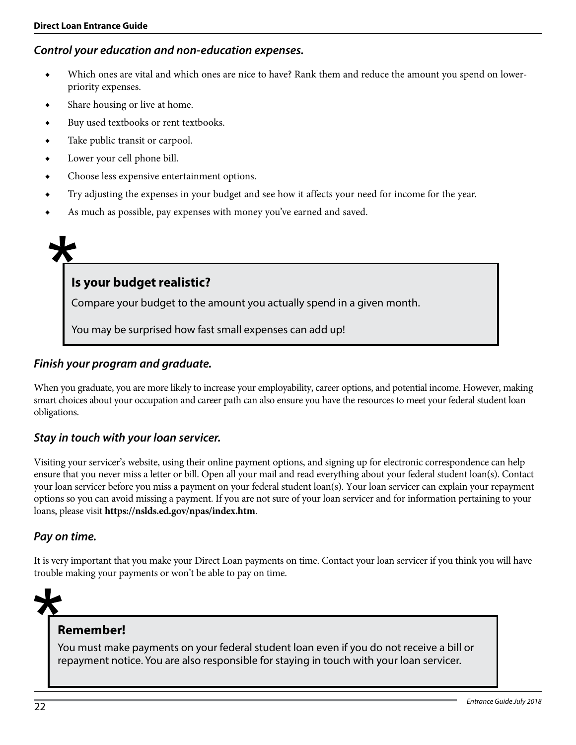### *Control your education and non-education expenses.*

- Which ones are vital and which ones are nice to have? Rank them and reduce the amount you spend on lower-priority expenses.
- Share housing or live at home.
- Buy used textbooks or rent textbooks.
- Take public transit or carpool.
- Lower your cell phone bill.
- Choose less expensive entertainment options.
- Try adjusting the expenses in your budget and see how it affects your need for income for the year.
- As much as possible, pay expenses with money you've earned and saved.

> **Is your budget realistic?**
>
> Compare your budget to the amount you actually spend in a given month.
>
> You may be surprised how fast small expenses can add up!

### *Finish your program and graduate.*

When you graduate, you are more likely to increase your employability, career options, and potential income. However, making smart choices about your occupation and career path can also ensure you have the resources to meet your federal student loan obligations.

### *Stay in touch with your loan servicer.*

Visiting your servicer's website, using their online payment options, and signing up for electronic correspondence can help ensure that you never miss a letter or bill. Open all your mail and read everything about your federal student loan(s). Contact your loan servicer before you miss a payment on your federal student loan(s). Your loan servicer can explain your repayment options so you can avoid missing a payment. If you are not sure of your loan servicer and for information pertaining to your loans, please visit **https://nslds.ed.gov/npas/index.htm**.

### *Pay on time.*

It is very important that you make your Direct Loan payments on time. Contact your loan servicer if you think you will have trouble making your payments or won't be able to pay on time.

> **Remember!**
>
> You must make payments on your federal student loan even if you do not receive a bill or repayment notice. You are also responsible for staying in touch with your loan servicer.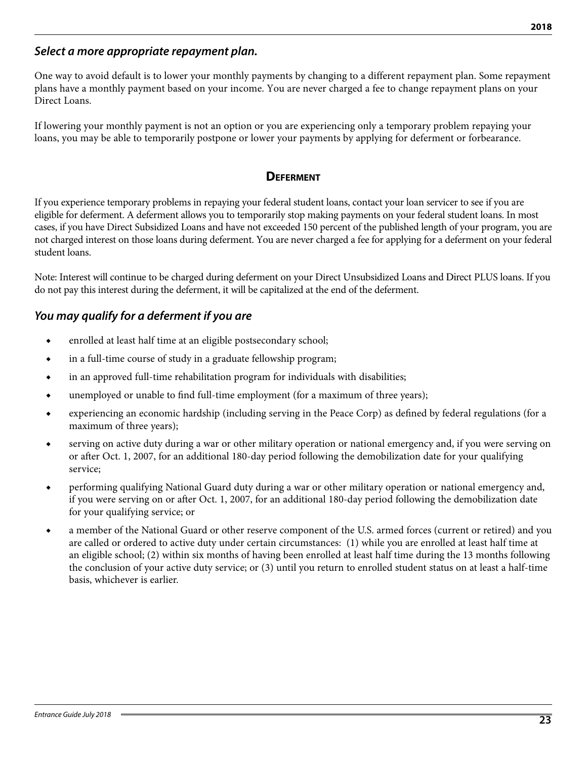### *Select a more appropriate repayment plan.*

One way to avoid default is to lower your monthly payments by changing to a different repayment plan. Some repayment plans have a monthly payment based on your income. You are never charged a fee to change repayment plans on your Direct Loans.

If lowering your monthly payment is not an option or you are experiencing only a temporary problem repaying your loans, you may be able to temporarily postpone or lower your payments by applying for deferment or forbearance.

## Deferment

If you experience temporary problems in repaying your federal student loans, contact your loan servicer to see if you are eligible for deferment. A deferment allows you to temporarily stop making payments on your federal student loans. In most cases, if you have Direct Subsidized Loans and have not exceeded 150 percent of the published length of your program, you are not charged interest on those loans during deferment. You are never charged a fee for applying for a deferment on your federal student loans.

Note: Interest will continue to be charged during deferment on your Direct Unsubsidized Loans and Direct PLUS loans. If you do not pay this interest during the deferment, it will be capitalized at the end of the deferment.

### *You may qualify for a deferment if you are*

- enrolled at least half time at an eligible postsecondary school;
- in a full-time course of study in a graduate fellowship program;
- in an approved full-time rehabilitation program for individuals with disabilities;
- unemployed or unable to find full-time employment (for a maximum of three years);
- experiencing an economic hardship (including serving in the Peace Corp) as defined by federal regulations (for a maximum of three years);
- serving on active duty during a war or other military operation or national emergency and, if you were serving on or after Oct. 1, 2007, for an additional 180-day period following the demobilization date for your qualifying service;
- performing qualifying National Guard duty during a war or other military operation or national emergency and, if you were serving on or after Oct. 1, 2007, for an additional 180-day period following the demobilization date for your qualifying service; or
- a member of the National Guard or other reserve component of the U.S. armed forces (current or retired) and you are called or ordered to active duty under certain circumstances: (1) while you are enrolled at least half time at an eligible school; (2) within six months of having been enrolled at least half time during the 13 months following the conclusion of your active duty service; or (3) until you return to enrolled student status on at least a half-time basis, whichever is earlier.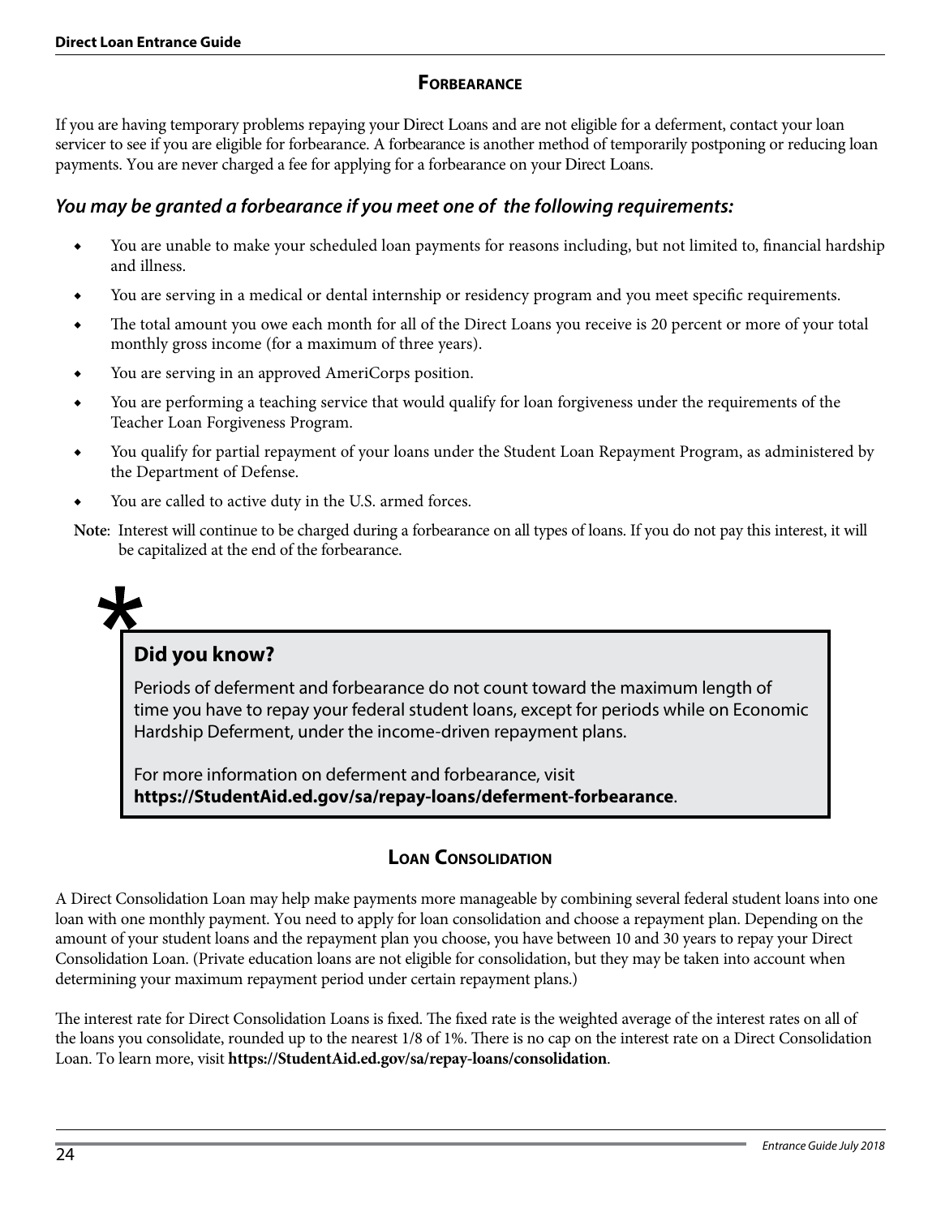## Forbearance

If you are having temporary problems repaying your Direct Loans and are not eligible for a deferment, contact your loan servicer to see if you are eligible for forbearance. A forbearance is another method of temporarily postponing or reducing loan payments. You are never charged a fee for applying for a forbearance on your Direct Loans.

### *You may be granted a forbearance if you meet one of the following requirements:*

- You are unable to make your scheduled loan payments for reasons including, but not limited to, financial hardship and illness.
- You are serving in a medical or dental internship or residency program and you meet specific requirements.
- The total amount you owe each month for all of the Direct Loans you receive is 20 percent or more of your total monthly gross income (for a maximum of three years).
- You are serving in an approved AmeriCorps position.
- You are performing a teaching service that would qualify for loan forgiveness under the requirements of the Teacher Loan Forgiveness Program.
- You qualify for partial repayment of your loans under the Student Loan Repayment Program, as administered by the Department of Defense.
- You are called to active duty in the U.S. armed forces.

**Note**: Interest will continue to be charged during a forbearance on all types of loans. If you do not pay this interest, it will be capitalized at the end of the forbearance.

> **Did you know?**
>
> Periods of deferment and forbearance do not count toward the maximum length of time you have to repay your federal student loans, except for periods while on Economic Hardship Deferment, under the income-driven repayment plans.
>
> For more information on deferment and forbearance, visit **https://StudentAid.ed.gov/sa/repay-loans/deferment-forbearance**.

## Loan Consolidation

A Direct Consolidation Loan may help make payments more manageable by combining several federal student loans into one loan with one monthly payment. You need to apply for loan consolidation and choose a repayment plan. Depending on the amount of your student loans and the repayment plan you choose, you have between 10 and 30 years to repay your Direct Consolidation Loan. (Private education loans are not eligible for consolidation, but they may be taken into account when determining your maximum repayment period under certain repayment plans.)

The interest rate for Direct Consolidation Loans is fixed. The fixed rate is the weighted average of the interest rates on all of the loans you consolidate, rounded up to the nearest 1/8 of 1%. There is no cap on the interest rate on a Direct Consolidation Loan. To learn more, visit **https://StudentAid.ed.gov/sa/repay-loans/consolidation**.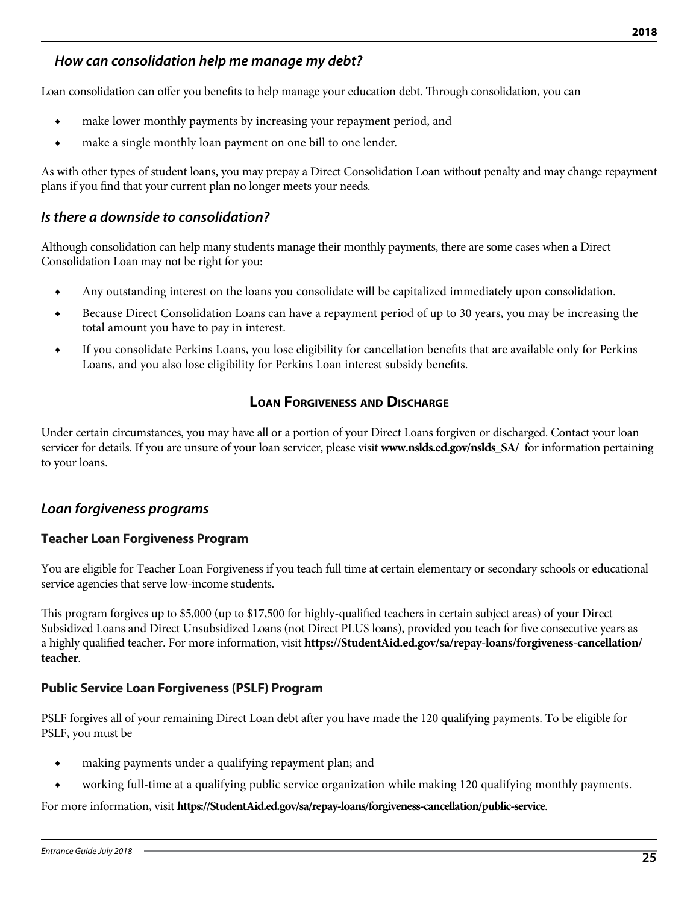### *How can consolidation help me manage my debt?*

Loan consolidation can offer you benefits to help manage your education debt. Through consolidation, you can

- make lower monthly payments by increasing your repayment period, and
- make a single monthly loan payment on one bill to one lender.

As with other types of student loans, you may prepay a Direct Consolidation Loan without penalty and may change repayment plans if you find that your current plan no longer meets your needs.

### *Is there a downside to consolidation?*

Although consolidation can help many students manage their monthly payments, there are some cases when a Direct Consolidation Loan may not be right for you:

- Any outstanding interest on the loans you consolidate will be capitalized immediately upon consolidation.
- Because Direct Consolidation Loans can have a repayment period of up to 30 years, you may be increasing the total amount you have to pay in interest.
- If you consolidate Perkins Loans, you lose eligibility for cancellation benefits that are available only for Perkins Loans, and you also lose eligibility for Perkins Loan interest subsidy benefits.

## Loan Forgiveness and Discharge

Under certain circumstances, you may have all or a portion of your Direct Loans forgiven or discharged. Contact your loan servicer for details. If you are unsure of your loan servicer, please visit **www.nslds.ed.gov/nslds_SA/** for information pertaining to your loans.

### *Loan forgiveness programs*

#### Teacher Loan Forgiveness Program

You are eligible for Teacher Loan Forgiveness if you teach full time at certain elementary or secondary schools or educational service agencies that serve low-income students.

This program forgives up to $5,000 (up to $17,500 for highly-qualified teachers in certain subject areas) of your Direct Subsidized Loans and Direct Unsubsidized Loans (not Direct PLUS loans), provided you teach for five consecutive years as a highly qualified teacher. For more information, visit **https://StudentAid.ed.gov/sa/repay-loans/forgiveness-cancellation/teacher**.

#### Public Service Loan Forgiveness (PSLF) Program

PSLF forgives all of your remaining Direct Loan debt after you have made the 120 qualifying payments. To be eligible for PSLF, you must be

- making payments under a qualifying repayment plan; and
- working full-time at a qualifying public service organization while making 120 qualifying monthly payments.

For more information, visit **https://StudentAid.ed.gov/sa/repay-loans/forgiveness-cancellation/public-service**.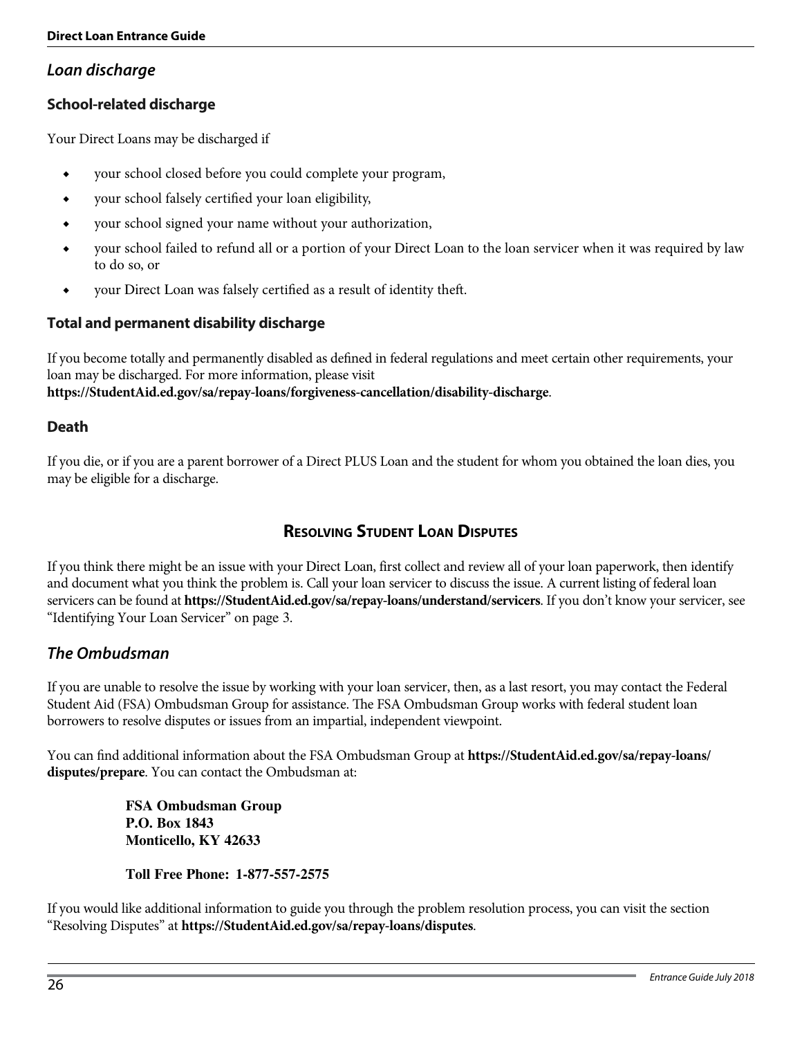## Loan discharge

### School-related discharge

Your Direct Loans may be discharged if

- your school closed before you could complete your program,
- your school falsely certified your loan eligibility,
- your school signed your name without your authorization,
- your school failed to refund all or a portion of your Direct Loan to the loan servicer when it was required by law to do so, or
- your Direct Loan was falsely certified as a result of identity theft.

### Total and permanent disability discharge

If you become totally and permanently disabled as defined in federal regulations and meet certain other requirements, your loan may be discharged. For more information, please visit **https://StudentAid.ed.gov/sa/repay-loans/forgiveness-cancellation/disability-discharge**.

### Death

If you die, or if you are a parent borrower of a Direct PLUS Loan and the student for whom you obtained the loan dies, you may be eligible for a discharge.

# Resolving Student Loan Disputes

If you think there might be an issue with your Direct Loan, first collect and review all of your loan paperwork, then identify and document what you think the problem is. Call your loan servicer to discuss the issue. A current listing of federal loan servicers can be found at **https://StudentAid.ed.gov/sa/repay-loans/understand/servicers**. If you don't know your servicer, see "Identifying Your Loan Servicer" on page 3.

## The Ombudsman

If you are unable to resolve the issue by working with your loan servicer, then, as a last resort, you may contact the Federal Student Aid (FSA) Ombudsman Group for assistance. The FSA Ombudsman Group works with federal student loan borrowers to resolve disputes or issues from an impartial, independent viewpoint.

You can find additional information about the FSA Ombudsman Group at **https://StudentAid.ed.gov/sa/repay-loans/disputes/prepare**. You can contact the Ombudsman at:

**FSA Ombudsman Group**
**P.O. Box 1843**
**Monticello, KY 42633**

**Toll Free Phone: 1-877-557-2575**

If you would like additional information to guide you through the problem resolution process, you can visit the section "Resolving Disputes" at **https://StudentAid.ed.gov/sa/repay-loans/disputes**.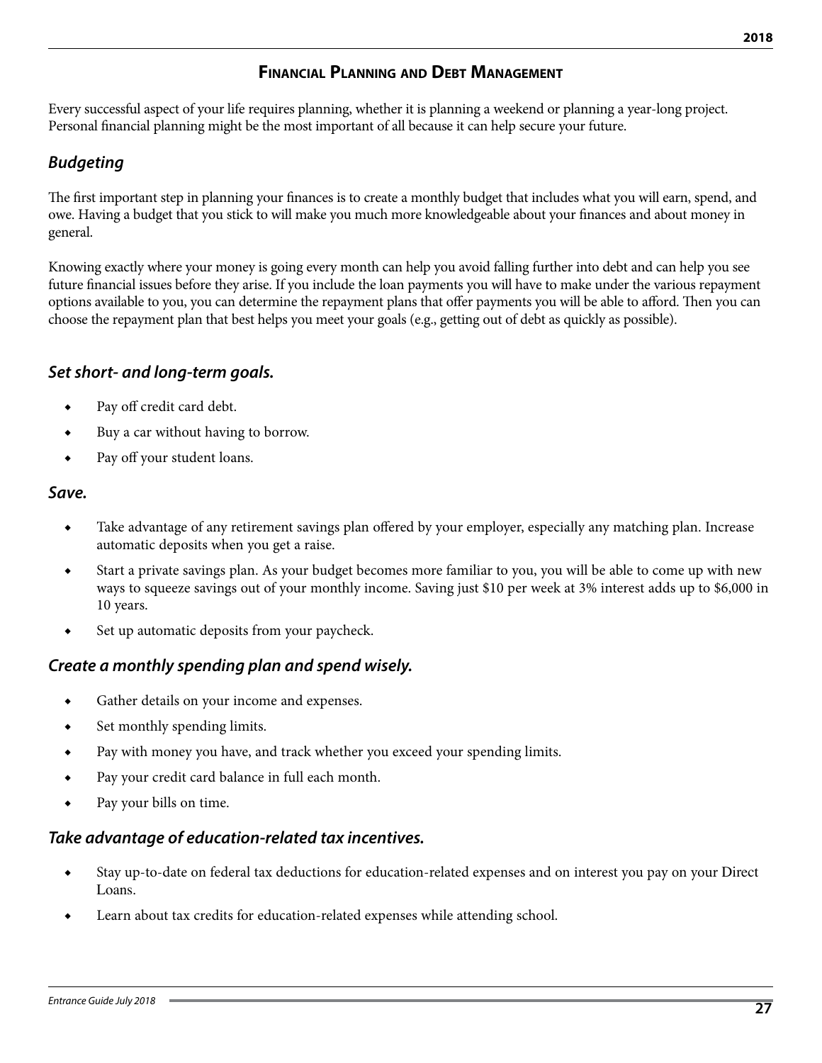## Financial Planning and Debt Management

Every successful aspect of your life requires planning, whether it is planning a weekend or planning a year-long project. Personal financial planning might be the most important of all because it can help secure your future.

### *Budgeting*

The first important step in planning your finances is to create a monthly budget that includes what you will earn, spend, and owe. Having a budget that you stick to will make you much more knowledgeable about your finances and about money in general.

Knowing exactly where your money is going every month can help you avoid falling further into debt and can help you see future financial issues before they arise. If you include the loan payments you will have to make under the various repayment options available to you, you can determine the repayment plans that offer payments you will be able to afford. Then you can choose the repayment plan that best helps you meet your goals (e.g., getting out of debt as quickly as possible).

### *Set short- and long-term goals.*

- Pay off credit card debt.
- Buy a car without having to borrow.
- Pay off your student loans.

### *Save.*

- Take advantage of any retirement savings plan offered by your employer, especially any matching plan. Increase automatic deposits when you get a raise.
- Start a private savings plan. As your budget becomes more familiar to you, you will be able to come up with new ways to squeeze savings out of your monthly income. Saving just $10 per week at 3% interest adds up to $6,000 in 10 years.
- Set up automatic deposits from your paycheck.

### *Create a monthly spending plan and spend wisely.*

- Gather details on your income and expenses.
- Set monthly spending limits.
- Pay with money you have, and track whether you exceed your spending limits.
- Pay your credit card balance in full each month.
- Pay your bills on time.

### *Take advantage of education-related tax incentives.*

- Stay up-to-date on federal tax deductions for education-related expenses and on interest you pay on your Direct Loans.
- Learn about tax credits for education-related expenses while attending school.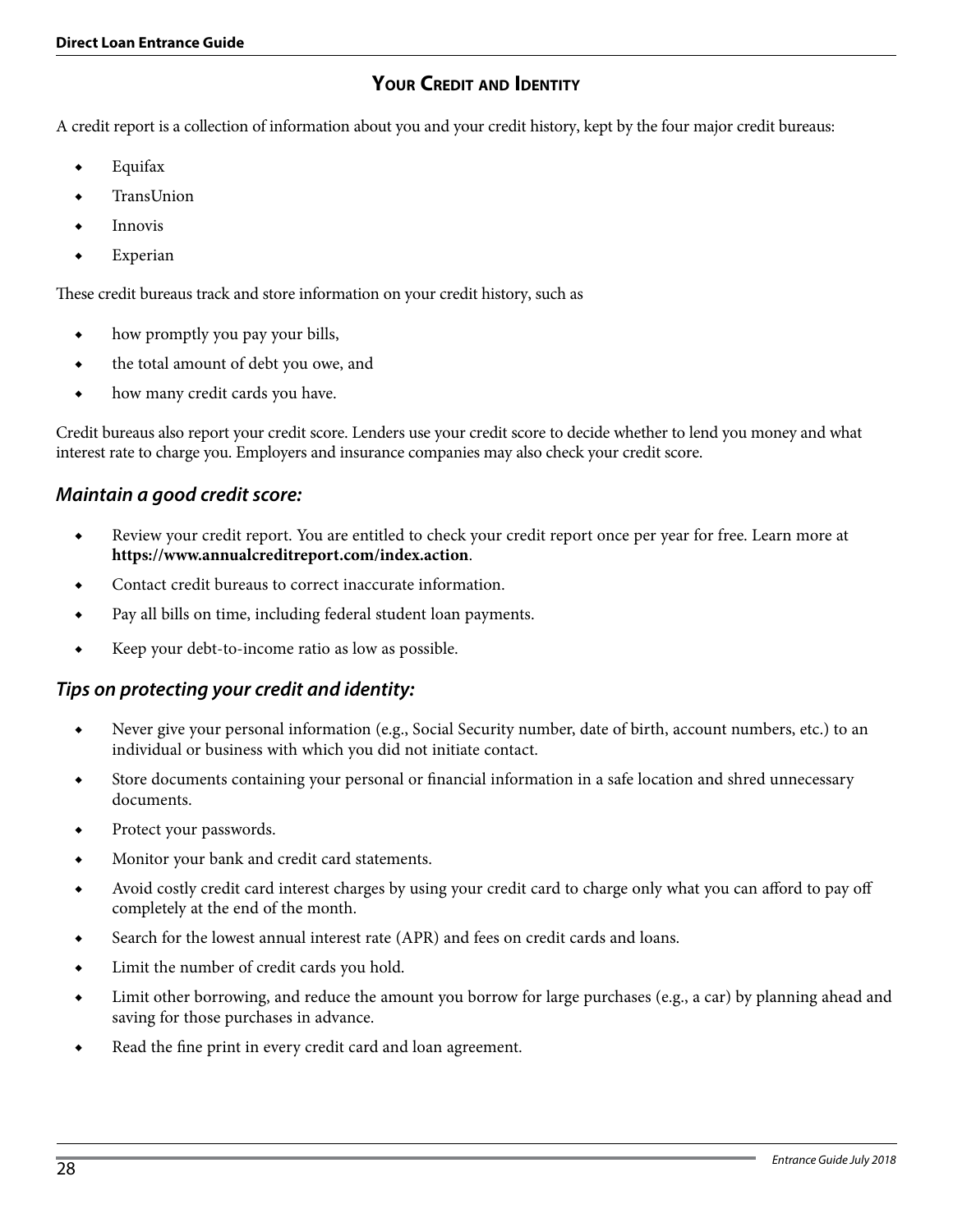## Your Credit and Identity

A credit report is a collection of information about you and your credit history, kept by the four major credit bureaus:

- Equifax
- TransUnion
- Innovis
- Experian

These credit bureaus track and store information on your credit history, such as

- how promptly you pay your bills,
- the total amount of debt you owe, and
- how many credit cards you have.

Credit bureaus also report your credit score. Lenders use your credit score to decide whether to lend you money and what interest rate to charge you. Employers and insurance companies may also check your credit score.

### *Maintain a good credit score:*

- Review your credit report. You are entitled to check your credit report once per year for free. Learn more at **https://www.annualcreditreport.com/index.action**.
- Contact credit bureaus to correct inaccurate information.
- Pay all bills on time, including federal student loan payments.
- Keep your debt-to-income ratio as low as possible.

### *Tips on protecting your credit and identity:*

- Never give your personal information (e.g., Social Security number, date of birth, account numbers, etc.) to an individual or business with which you did not initiate contact.
- Store documents containing your personal or financial information in a safe location and shred unnecessary documents.
- Protect your passwords.
- Monitor your bank and credit card statements.
- Avoid costly credit card interest charges by using your credit card to charge only what you can afford to pay off completely at the end of the month.
- Search for the lowest annual interest rate (APR) and fees on credit cards and loans.
- Limit the number of credit cards you hold.
- Limit other borrowing, and reduce the amount you borrow for large purchases (e.g., a car) by planning ahead and saving for those purchases in advance.
- Read the fine print in every credit card and loan agreement.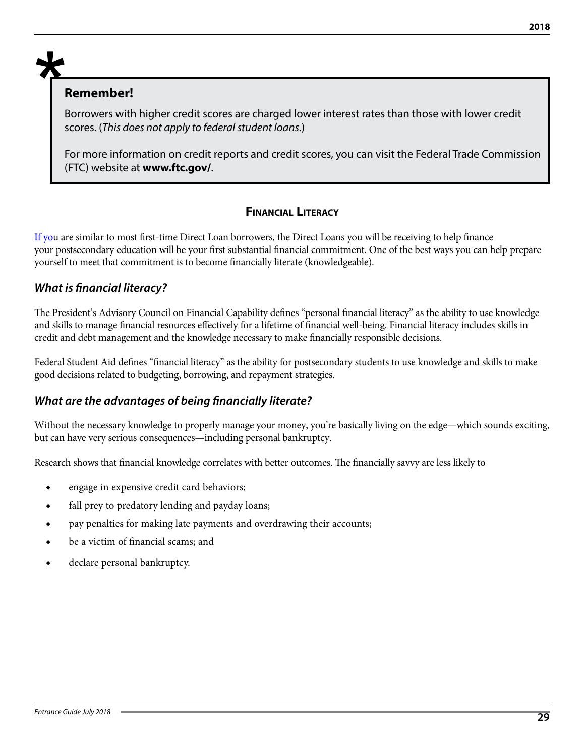**Remember!**

Borrowers with higher credit scores are charged lower interest rates than those with lower credit scores. (*This does not apply to federal student loans*.)

For more information on credit reports and credit scores, you can visit the Federal Trade Commission (FTC) website at **www.ftc.gov/**.

## Financial Literacy

If you are similar to most first-time Direct Loan borrowers, the Direct Loans you will be receiving to help finance your postsecondary education will be your first substantial financial commitment. One of the best ways you can help prepare yourself to meet that commitment is to become financially literate (knowledgeable).

### *What is financial literacy?*

The President's Advisory Council on Financial Capability defines "personal financial literacy" as the ability to use knowledge and skills to manage financial resources effectively for a lifetime of financial well-being. Financial literacy includes skills in credit and debt management and the knowledge necessary to make financially responsible decisions.

Federal Student Aid defines "financial literacy" as the ability for postsecondary students to use knowledge and skills to make good decisions related to budgeting, borrowing, and repayment strategies.

### *What are the advantages of being financially literate?*

Without the necessary knowledge to properly manage your money, you're basically living on the edge—which sounds exciting, but can have very serious consequences—including personal bankruptcy.

Research shows that financial knowledge correlates with better outcomes. The financially savvy are less likely to

- engage in expensive credit card behaviors;
- fall prey to predatory lending and payday loans;
- pay penalties for making late payments and overdrawing their accounts;
- be a victim of financial scams; and
- declare personal bankruptcy.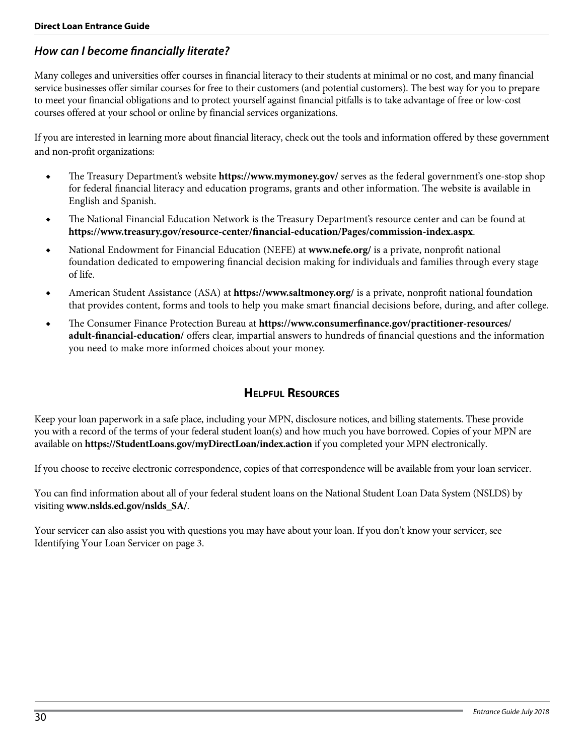### *How can I become financially literate?*

Many colleges and universities offer courses in financial literacy to their students at minimal or no cost, and many financial service businesses offer similar courses for free to their customers (and potential customers). The best way for you to prepare to meet your financial obligations and to protect yourself against financial pitfalls is to take advantage of free or low-cost courses offered at your school or online by financial services organizations.

If you are interested in learning more about financial literacy, check out the tools and information offered by these government and non-profit organizations:

- The Treasury Department's website **https://www.mymoney.gov/** serves as the federal government's one-stop shop for federal financial literacy and education programs, grants and other information. The website is available in English and Spanish.
- The National Financial Education Network is the Treasury Department's resource center and can be found at **https://www.treasury.gov/resource-center/financial-education/Pages/commission-index.aspx**.
- National Endowment for Financial Education (NEFE) at **www.nefe.org/** is a private, nonprofit national foundation dedicated to empowering financial decision making for individuals and families through every stage of life.
- American Student Assistance (ASA) at **https://www.saltmoney.org/** is a private, nonprofit national foundation that provides content, forms and tools to help you make smart financial decisions before, during, and after college.
- The Consumer Finance Protection Bureau at **https://www.consumerfinance.gov/practitioner-resources/adult-financial-education/** offers clear, impartial answers to hundreds of financial questions and the information you need to make more informed choices about your money.

## Helpful Resources

Keep your loan paperwork in a safe place, including your MPN, disclosure notices, and billing statements. These provide you with a record of the terms of your federal student loan(s) and how much you have borrowed. Copies of your MPN are available on **https://StudentLoans.gov/myDirectLoan/index.action** if you completed your MPN electronically.

If you choose to receive electronic correspondence, copies of that correspondence will be available from your loan servicer.

You can find information about all of your federal student loans on the National Student Loan Data System (NSLDS) by visiting **www.nslds.ed.gov/nslds_SA/**.

Your servicer can also assist you with questions you may have about your loan. If you don't know your servicer, see Identifying Your Loan Servicer on page 3.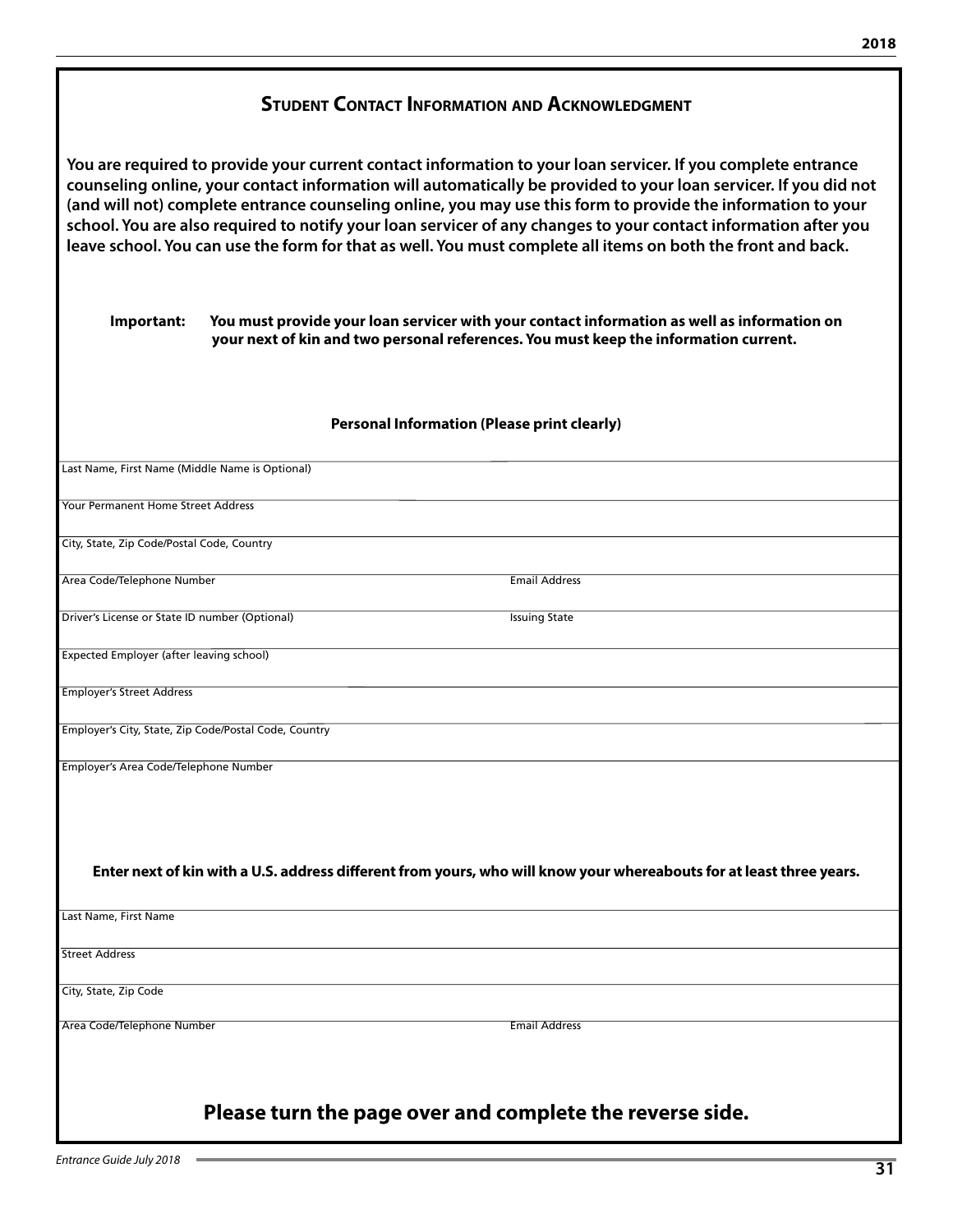## Student Contact Information and Acknowledgment

**You are required to provide your current contact information to your loan servicer. If you complete entrance counseling online, your contact information will automatically be provided to your loan servicer. If you did not (and will not) complete entrance counseling online, you may use this form to provide the information to your school. You are also required to notify your loan servicer of any changes to your contact information after you leave school. You can use the form for that as well. You must complete all items on both the front and back.**

**Important:** **You must provide your loan servicer with your contact information as well as information on your next of kin and two personal references. You must keep the information current.**

**Personal Information (Please print clearly)**

Last Name, First Name (Middle Name is Optional)

Your Permanent Home Street Address

City, State, Zip Code/Postal Code, Country

Area Code/Telephone Number | Email Address

Driver's License or State ID number (Optional) | Issuing State

Expected Employer (after leaving school)

Employer's Street Address

Employer's City, State, Zip Code/Postal Code, Country

Employer's Area Code/Telephone Number

**Enter next of kin with a U.S. address different from yours, who will know your whereabouts for at least three years.**

Last Name, First Name

Street Address

City, State, Zip Code

Area Code/Telephone Number | Email Address

## Please turn the page over and complete the reverse side.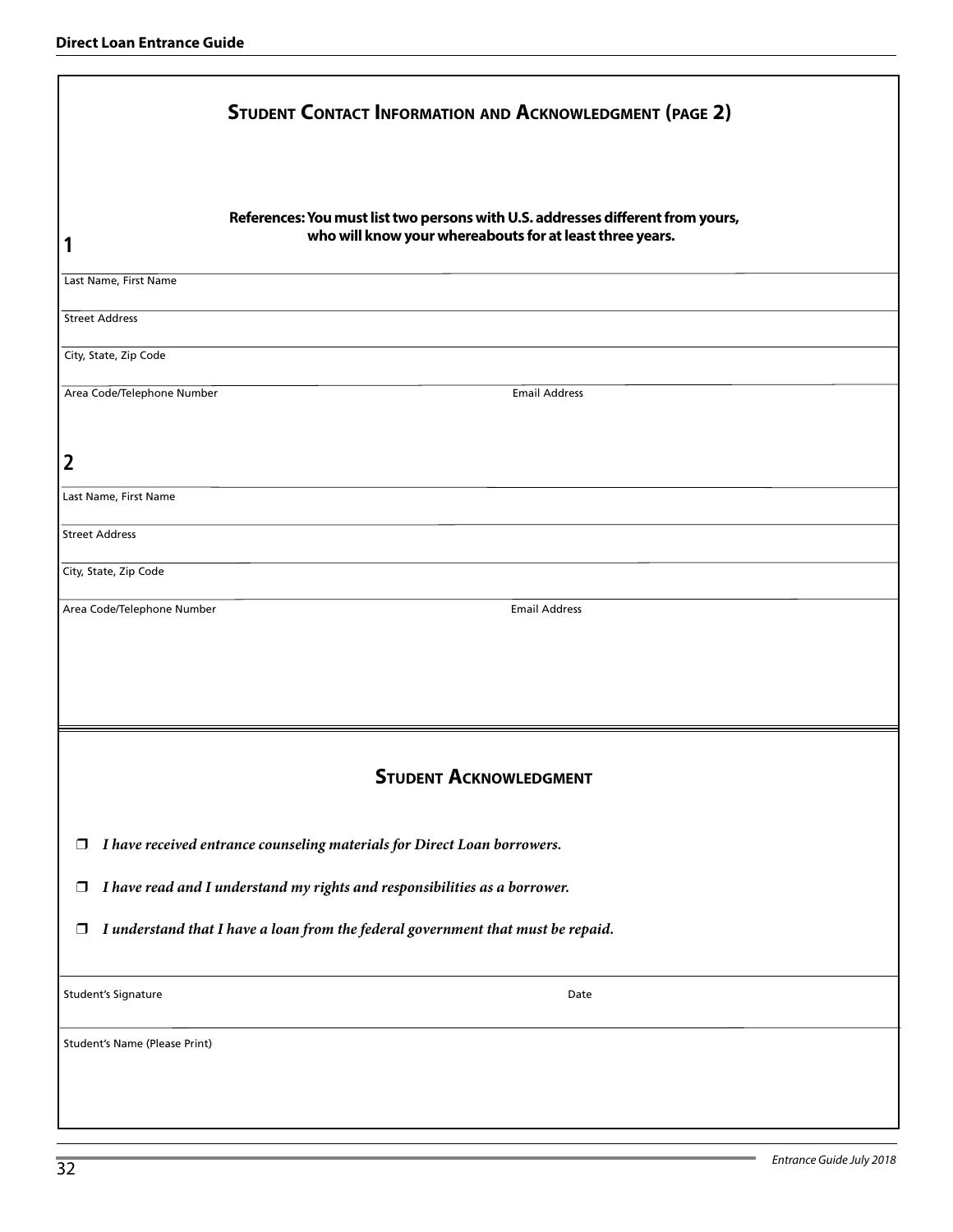## Student Contact Information and Acknowledgment (page 2)

**References: You must list two persons with U.S. addresses different from yours, who will know your whereabouts for at least three years.**

**1**

Last Name, First Name

Street Address

City, State, Zip Code

Area Code/Telephone Number Email Address

**2**

Last Name, First Name

Street Address

City, State, Zip Code

Area Code/Telephone Number Email Address

## Student Acknowledgment

❒ ***I have received entrance counseling materials for Direct Loan borrowers.***

❒ ***I have read and I understand my rights and responsibilities as a borrower.***

❒ ***I understand that I have a loan from the federal government that must be repaid.***

Student's Signature Date

Student's Name (Please Print)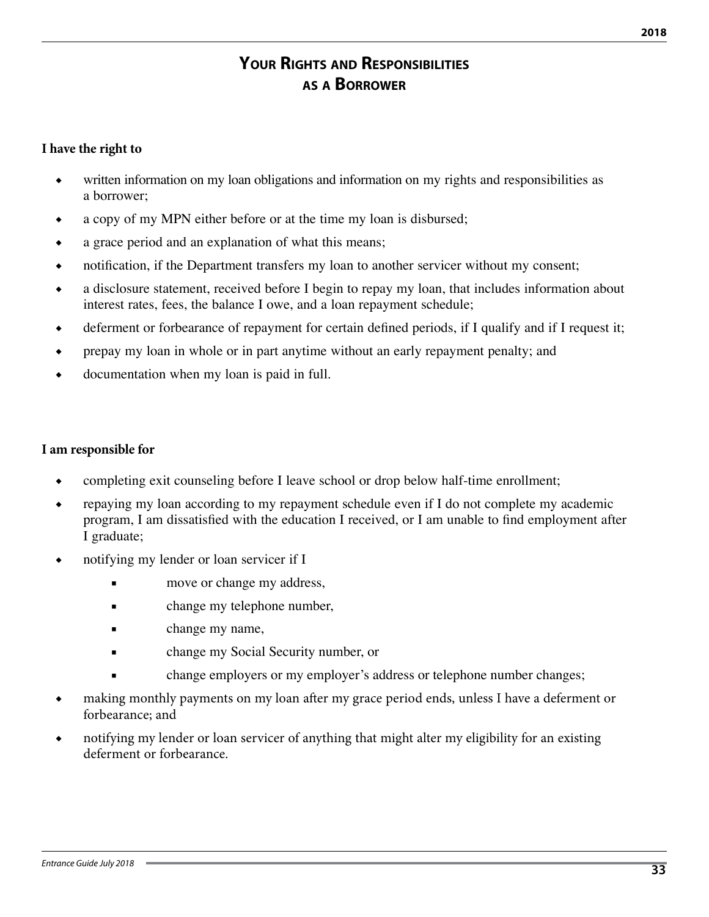# Your Rights and Responsibilities as a Borrower

**I have the right to**

- written information on my loan obligations and information on my rights and responsibilities as a borrower;
- a copy of my MPN either before or at the time my loan is disbursed;
- a grace period and an explanation of what this means;
- notification, if the Department transfers my loan to another servicer without my consent;
- a disclosure statement, received before I begin to repay my loan, that includes information about interest rates, fees, the balance I owe, and a loan repayment schedule;
- deferment or forbearance of repayment for certain defined periods, if I qualify and if I request it;
- prepay my loan in whole or in part anytime without an early repayment penalty; and
- documentation when my loan is paid in full.

**I am responsible for**

- completing exit counseling before I leave school or drop below half-time enrollment;
- repaying my loan according to my repayment schedule even if I do not complete my academic program, I am dissatisfied with the education I received, or I am unable to find employment after I graduate;
- notifying my lender or loan servicer if I
  - move or change my address,
  - change my telephone number,
  - change my name,
  - change my Social Security number, or
  - change employers or my employer's address or telephone number changes;
- making monthly payments on my loan after my grace period ends, unless I have a deferment or forbearance; and
- notifying my lender or loan servicer of anything that might alter my eligibility for an existing deferment or forbearance.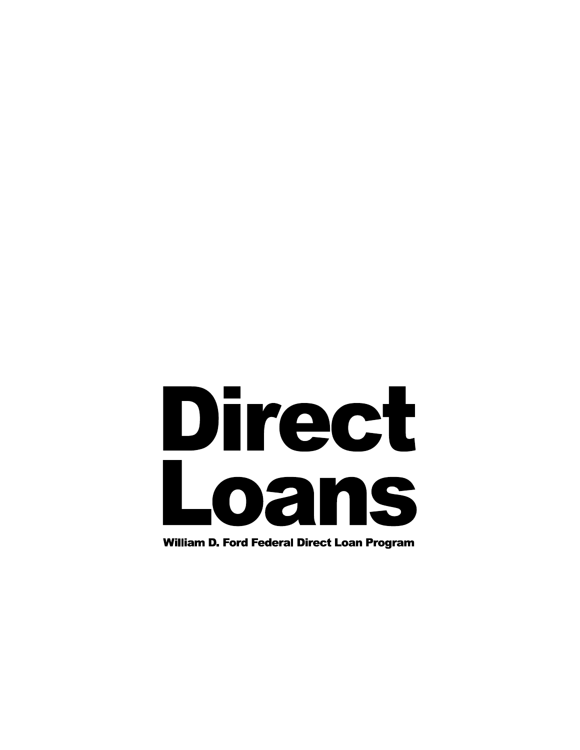# Direct Loans

**William D. Ford Federal Direct Loan Program**